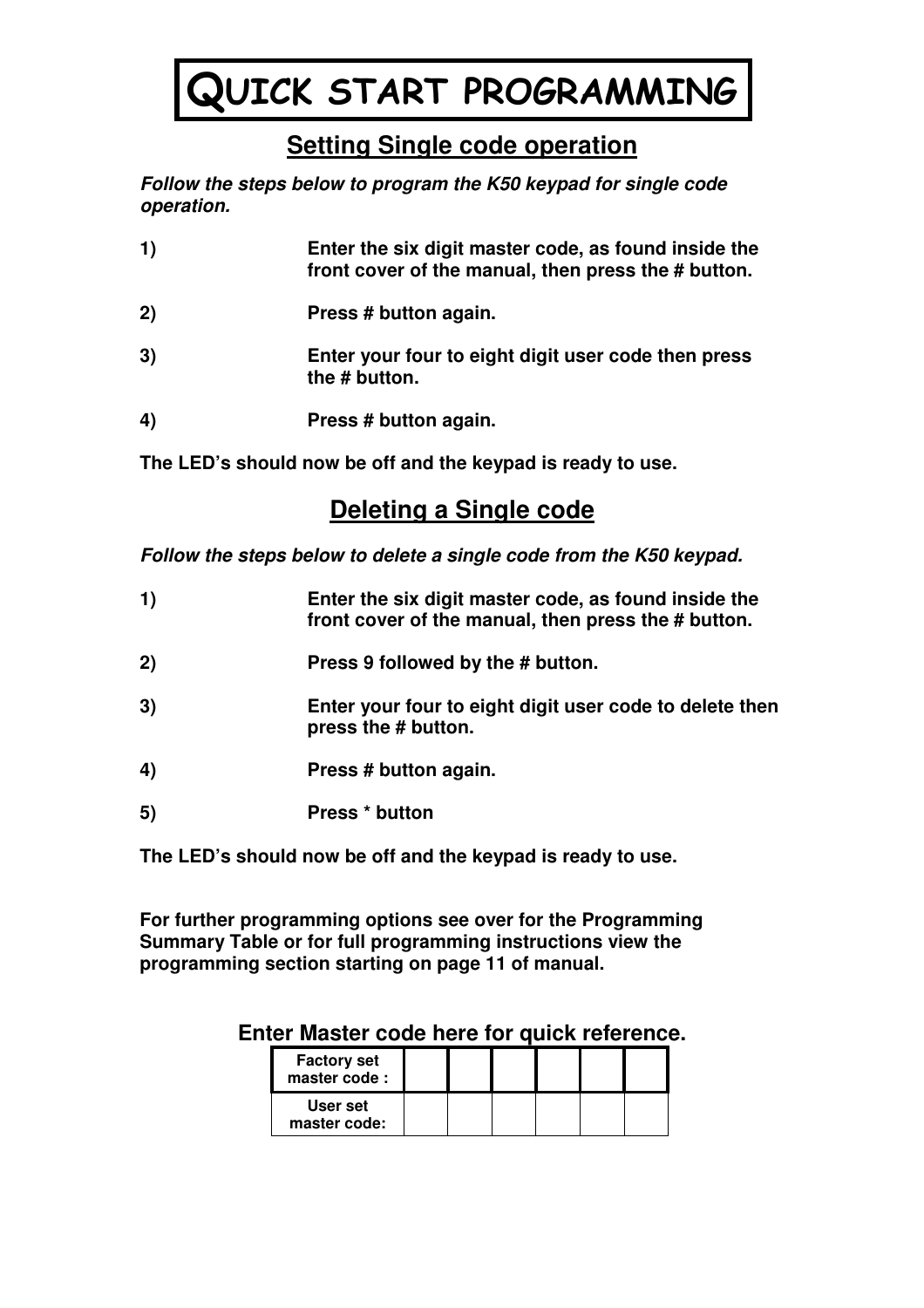# QUICK START PROGRAMMING

## Setting Single code operation

***Follow the steps below to program the K50 keypad for single code operation.***

**1)** **Enter the six digit master code, as found inside the front cover of the manual, then press the # button.**

**2)** **Press # button again.**

**3)** **Enter your four to eight digit user code then press the # button.**

**4)** **Press # button again.**

**The LED's should now be off and the keypad is ready to use.**

## Deleting a Single code

***Follow the steps below to delete a single code from the K50 keypad.***

**1)** **Enter the six digit master code, as found inside the front cover of the manual, then press the # button.**

**2)** **Press 9 followed by the # button.**

**3)** **Enter your four to eight digit user code to delete then press the # button.**

**4)** **Press # button again.**

**5)** **Press * button**

**The LED's should now be off and the keypad is ready to use.**

**For further programming options see over for the Programming Summary Table or for full programming instructions view the programming section starting on page 11 of manual.**

### Enter Master code here for quick reference.

| | | | | | | |
|---|---|---|---|---|---|---|
| **Factory set master code :** | | | | | | |
| **User set master code:** | | | | | | |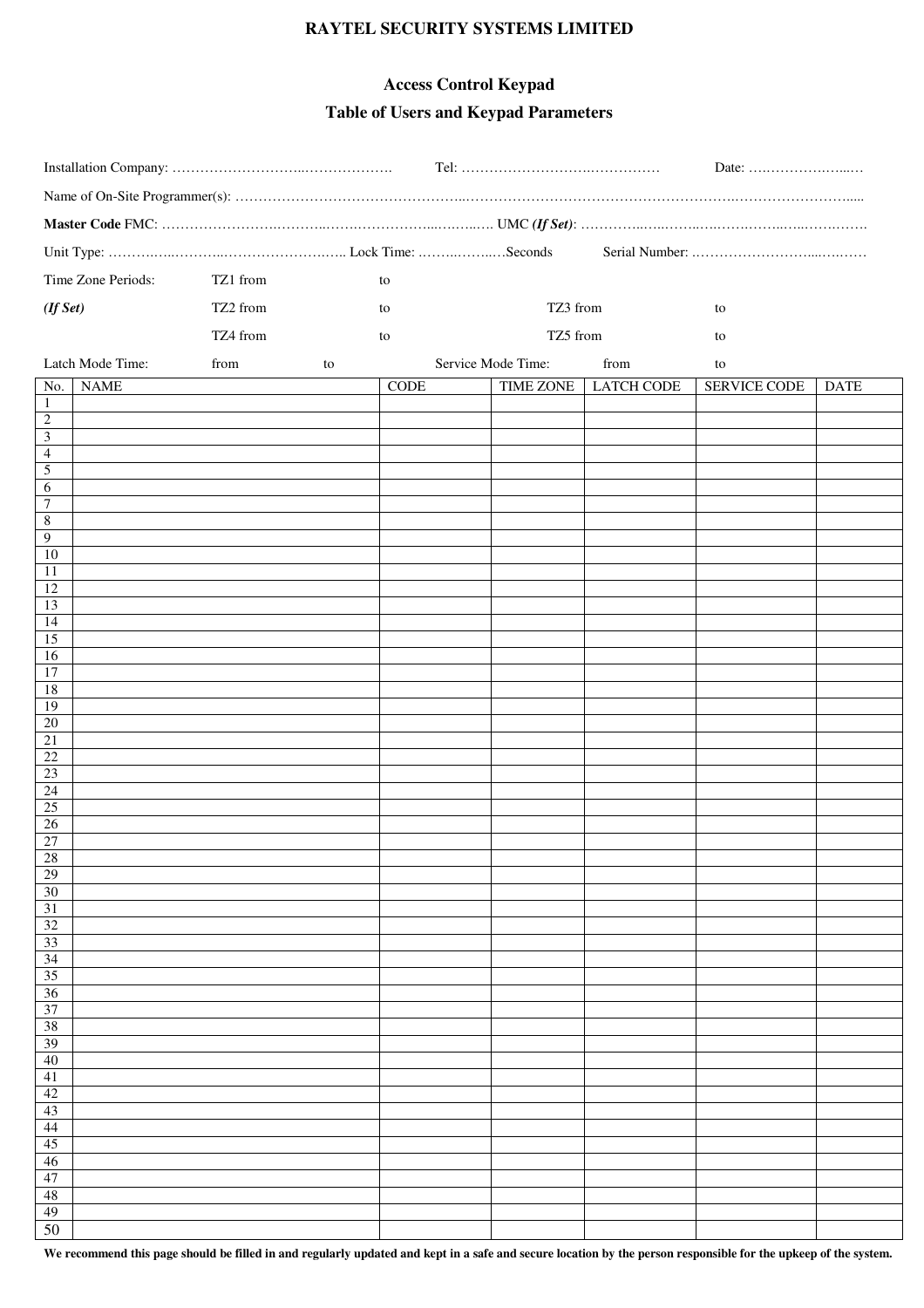# RAYTEL SECURITY SYSTEMS LIMITED

## Access Control Keypad

## Table of Users and Keypad Parameters

Installation Company: ……………………………………………. Tel: ……………………………………… Date: ……………………

Name of On-Site Programmer(s): ……………………………………………………………………………………………………………

**Master Code** FMC: …………………………………………………………… UMC ***(If Set)***: ……………………………………………

Unit Type: ……………………………………………….. Lock Time: ……………….Seconds Serial Number: ……………………………

Time Zone Periods: TZ1 from to

***(If Set)*** TZ2 from to TZ3 from to

TZ4 from to TZ5 from to

Latch Mode Time: from to Service Mode Time: from to

| No. | NAME | CODE | TIME ZONE | LATCH CODE | SERVICE CODE | DATE |
|---|---|---|---|---|---|---|
| 1 | | | | | | |
| 2 | | | | | | |
| 3 | | | | | | |
| 4 | | | | | | |
| 5 | | | | | | |
| 6 | | | | | | |
| 7 | | | | | | |
| 8 | | | | | | |
| 9 | | | | | | |
| 10 | | | | | | |
| 11 | | | | | | |
| 12 | | | | | | |
| 13 | | | | | | |
| 14 | | | | | | |
| 15 | | | | | | |
| 16 | | | | | | |
| 17 | | | | | | |
| 18 | | | | | | |
| 19 | | | | | | |
| 20 | | | | | | |
| 21 | | | | | | |
| 22 | | | | | | |
| 23 | | | | | | |
| 24 | | | | | | |
| 25 | | | | | | |
| 26 | | | | | | |
| 27 | | | | | | |
| 28 | | | | | | |
| 29 | | | | | | |
| 30 | | | | | | |
| 31 | | | | | | |
| 32 | | | | | | |
| 33 | | | | | | |
| 34 | | | | | | |
| 35 | | | | | | |
| 36 | | | | | | |
| 37 | | | | | | |
| 38 | | | | | | |
| 39 | | | | | | |
| 40 | | | | | | |
| 41 | | | | | | |
| 42 | | | | | | |
| 43 | | | | | | |
| 44 | | | | | | |
| 45 | | | | | | |
| 46 | | | | | | |
| 47 | | | | | | |
| 48 | | | | | | |
| 49 | | | | | | |
| 50 | | | | | | |

**We recommend this page should be filled in and regularly updated and kept in a safe and secure location by the person responsible for the upkeep of the system.**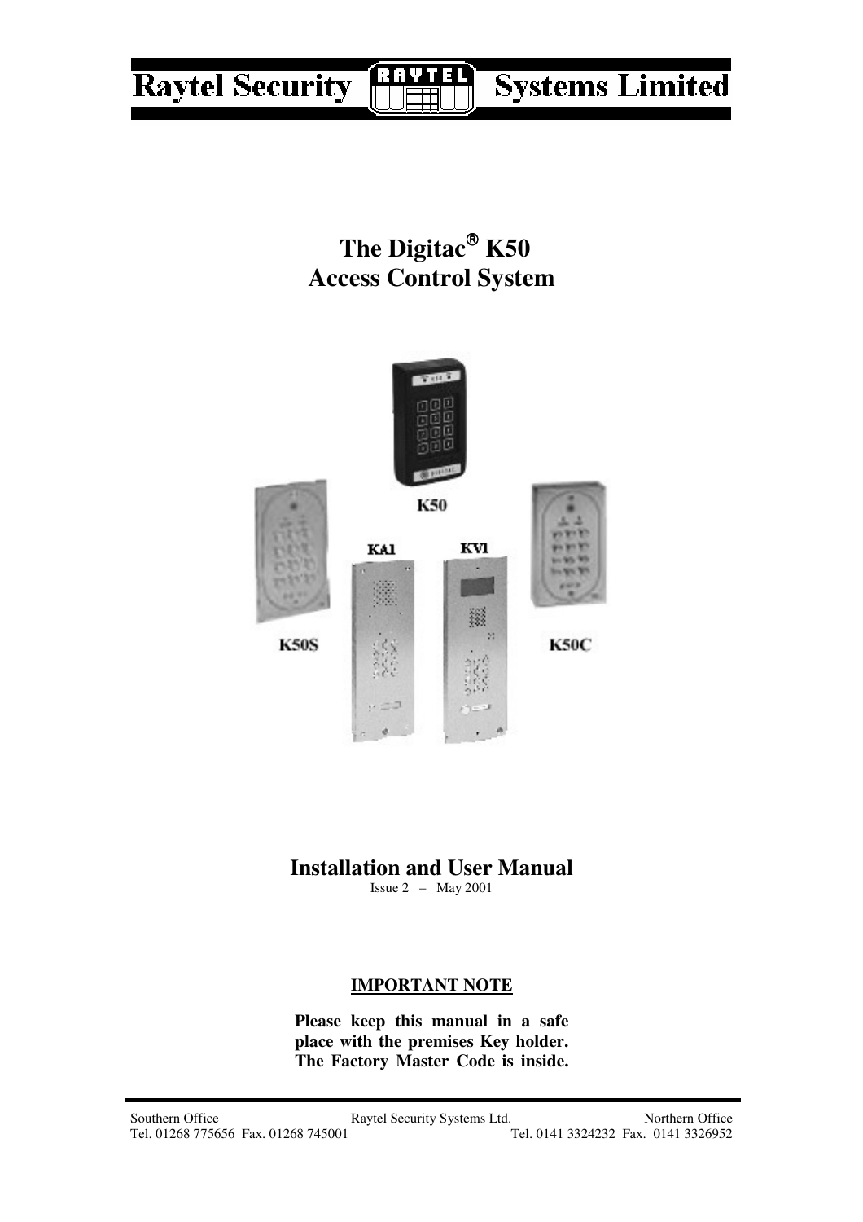# Raytel Security Systems Limited

# The Digitac® K50
# Access Control System

K50

KA1

KV1

K50S

K50C

## Installation and User Manual

Issue 2 – May 2001

**IMPORTANT NOTE**

**Please keep this manual in a safe place with the premises Key holder. The Factory Master Code is inside.**

Southern Office
Tel. 01268 775656 Fax. 01268 745001

Raytel Security Systems Ltd.

Northern Office
Tel. 0141 3324232 Fax. 0141 3326952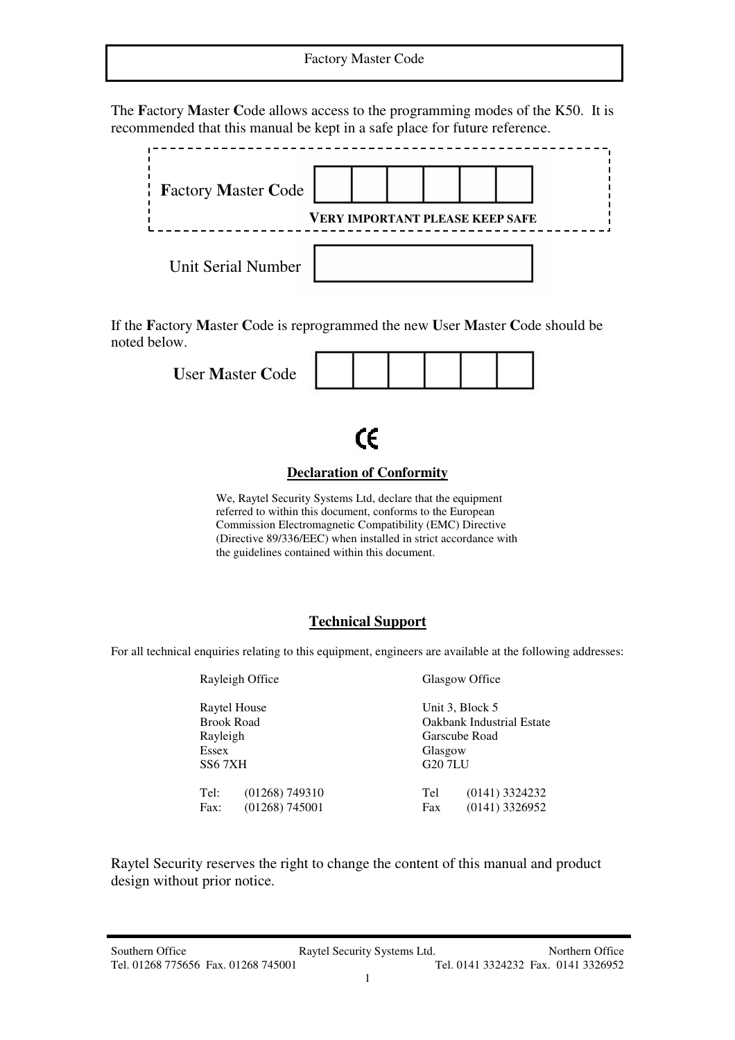# Factory Master Code

The **F**actory **M**aster **C**ode allows access to the programming modes of the K50. It is recommended that this manual be kept in a safe place for future reference.

**F**actory **M**aster **C**ode

| | | | | | |
|---|---|---|---|---|---|
| | | | | | |

**VERY IMPORTANT PLEASE KEEP SAFE**

Unit Serial Number

| |
|---|
| |

If the **F**actory **M**aster **C**ode is reprogrammed the new **U**ser **M**aster **C**ode should be noted below.

**U**ser **M**aster **C**ode

| | | | | | |
|---|---|---|---|---|---|
| | | | | | |

CE

## Declaration of Conformity

We, Raytel Security Systems Ltd, declare that the equipment referred to within this document, conforms to the European Commission Electromagnetic Compatibility (EMC) Directive (Directive 89/336/EEC) when installed in strict accordance with the guidelines contained within this document.

## Technical Support

For all technical enquiries relating to this equipment, engineers are available at the following addresses:

Rayleigh Office

Raytel House
Brook Road
Rayleigh
Essex
SS6 7XH

Tel: (01268) 749310
Fax: (01268) 745001

Glasgow Office

Unit 3, Block 5
Oakbank Industrial Estate
Garscube Road
Glasgow
G20 7LU

Tel (0141) 3324232
Fax (0141) 3326952

Raytel Security reserves the right to change the content of this manual and product design without prior notice.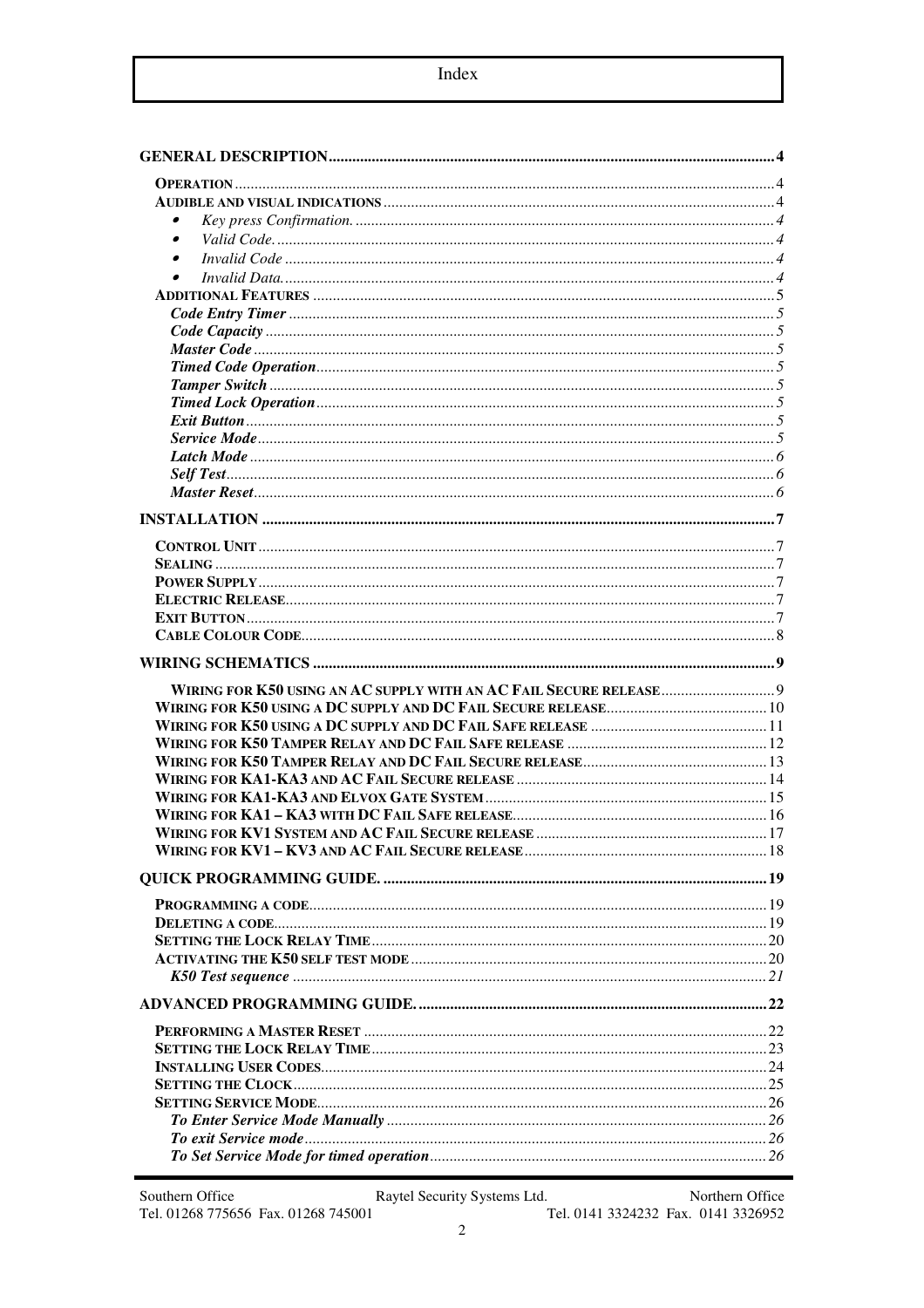# Index

**GENERAL DESCRIPTION** .......... 4

- OPERATION .......... 4
- AUDIBLE AND VISUAL INDICATIONS .......... 4
  - *Key press Confirmation.* .......... 4
  - *Valid Code.* .......... 4
  - *Invalid Code* .......... 4
  - *Invalid Data.* .......... 4
- ADDITIONAL FEATURES .......... 5
  - ***Code Entry Timer*** .......... 5
  - ***Code Capacity*** .......... 5
  - ***Master Code*** .......... 5
  - ***Timed Code Operation*** .......... 5
  - ***Tamper Switch*** .......... 5
  - ***Timed Lock Operation*** .......... 5
  - ***Exit Button*** .......... 5
  - ***Service Mode*** .......... 5
  - ***Latch Mode*** .......... 6
  - ***Self Test*** .......... 6
  - ***Master Reset*** .......... 6

**INSTALLATION** .......... 7

- CONTROL UNIT .......... 7
- SEALING .......... 7
- POWER SUPPLY .......... 7
- ELECTRIC RELEASE .......... 7
- EXIT BUTTON .......... 7
- CABLE COLOUR CODE .......... 8

**WIRING SCHEMATICS** .......... 9

- WIRING FOR K50 USING AN AC SUPPLY WITH AN AC FAIL SECURE RELEASE .......... 9
- WIRING FOR K50 USING A DC SUPPLY AND DC FAIL SECURE RELEASE .......... 10
- WIRING FOR K50 USING A DC SUPPLY AND DC FAIL SAFE RELEASE .......... 11
- WIRING FOR K50 TAMPER RELAY AND DC FAIL SAFE RELEASE .......... 12
- WIRING FOR K50 TAMPER RELAY AND DC FAIL SECURE RELEASE .......... 13
- WIRING FOR KA1-KA3 AND AC FAIL SECURE RELEASE .......... 14
- WIRING FOR KA1-KA3 AND ELVOX GATE SYSTEM .......... 15
- WIRING FOR KA1 – KA3 WITH DC FAIL SAFE RELEASE .......... 16
- WIRING FOR KV1 SYSTEM AND AC FAIL SECURE RELEASE .......... 17
- WIRING FOR KV1 – KV3 AND AC FAIL SECURE RELEASE .......... 18

**QUICK PROGRAMMING GUIDE.** .......... 19

- PROGRAMMING A CODE .......... 19
- DELETING A CODE .......... 19
- SETTING THE LOCK RELAY TIME .......... 20
- ACTIVATING THE K50 SELF TEST MODE .......... 20
  - ***K50 Test sequence*** .......... 21

**ADVANCED PROGRAMMING GUIDE.** .......... 22

- PERFORMING A MASTER RESET .......... 22
- SETTING THE LOCK RELAY TIME .......... 23
- INSTALLING USER CODES .......... 24
- SETTING THE CLOCK .......... 25
- SETTING SERVICE MODE .......... 26
  - ***To Enter Service Mode Manually*** .......... 26
  - ***To exit Service mode*** .......... 26
  - ***To Set Service Mode for timed operation*** .......... 26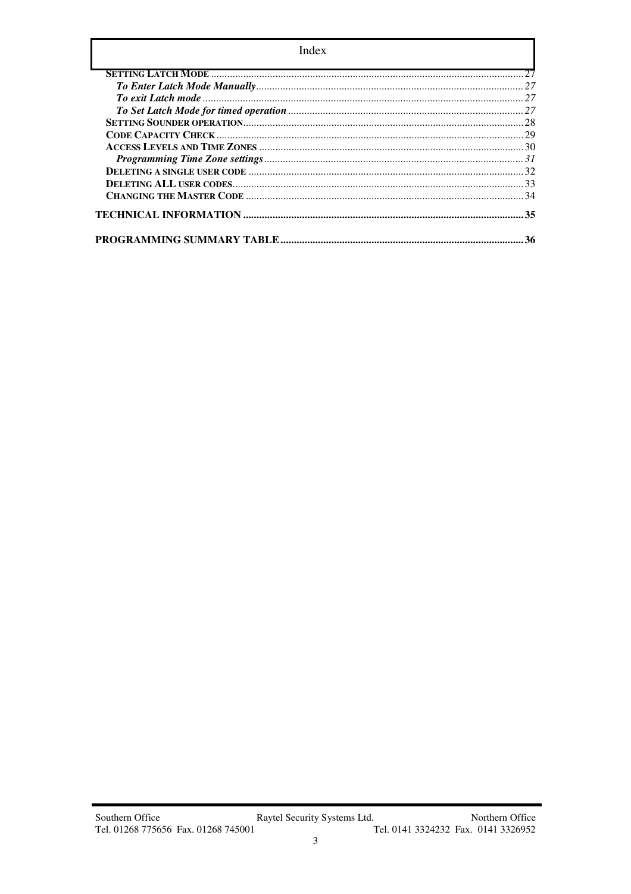Index

SETTING LATCH MODE ........................................................................................................ 27

*To Enter Latch Mode Manually* ........................................................................................ 27

*To exit Latch mode* ............................................................................................................ 27

*To Set Latch Mode for timed operation* ........................................................................... 27

SETTING SOUNDER OPERATION ..................................................................................... 28

CODE CAPACITY CHECK ................................................................................................... 29

ACCESS LEVELS AND TIME ZONES ................................................................................... 30

*Programming Time Zone settings* ..................................................................................... 31

DELETING A SINGLE USER CODE .................................................................................... 32

DELETING ALL USER CODES ............................................................................................ 33

CHANGING THE MASTER CODE ...................................................................................... 34

**TECHNICAL INFORMATION ........................................................................................ 35**

**PROGRAMMING SUMMARY TABLE ............................................................................ 36**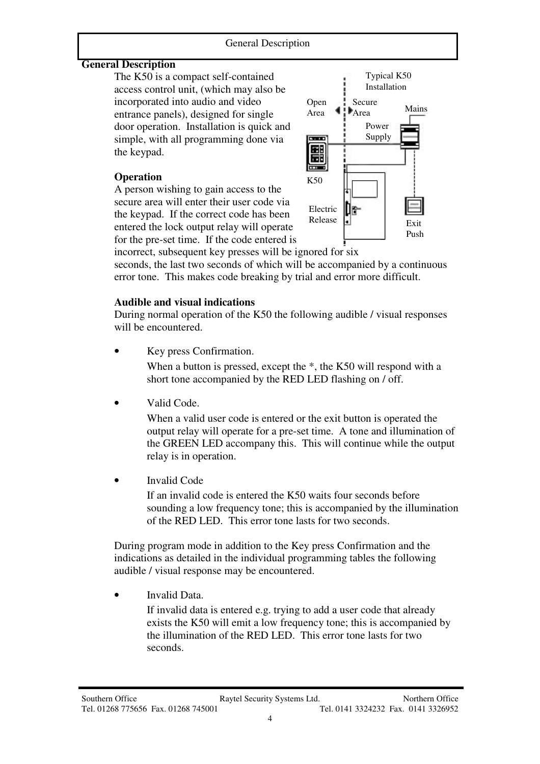## General Description

The K50 is a compact self-contained access control unit, (which may also be incorporated into audio and video entrance panels), designed for single door operation. Installation is quick and simple, with all programming done via the keypad.

### Operation

A person wishing to gain access to the secure area will enter their user code via the keypad. If the correct code has been entered the lock output relay will operate for the pre-set time. If the code entered is incorrect, subsequent key presses will be ignored for six seconds, the last two seconds of which will be accompanied by a continuous error tone. This makes code breaking by trial and error more difficult.

### Audible and visual indications

During normal operation of the K50 the following audible / visual responses will be encountered.

- Key press Confirmation.

  When a button is pressed, except the *, the K50 will respond with a short tone accompanied by the RED LED flashing on / off.

- Valid Code.

  When a valid user code is entered or the exit button is operated the output relay will operate for a pre-set time. A tone and illumination of the GREEN LED accompany this. This will continue while the output relay is in operation.

- Invalid Code

  If an invalid code is entered the K50 waits four seconds before sounding a low frequency tone; this is accompanied by the illumination of the RED LED. This error tone lasts for two seconds.

During program mode in addition to the Key press Confirmation and the indications as detailed in the individual programming tables the following audible / visual response may be encountered.

- Invalid Data.

  If invalid data is entered e.g. trying to add a user code that already exists the K50 will emit a low frequency tone; this is accompanied by the illumination of the RED LED. This error tone lasts for two seconds.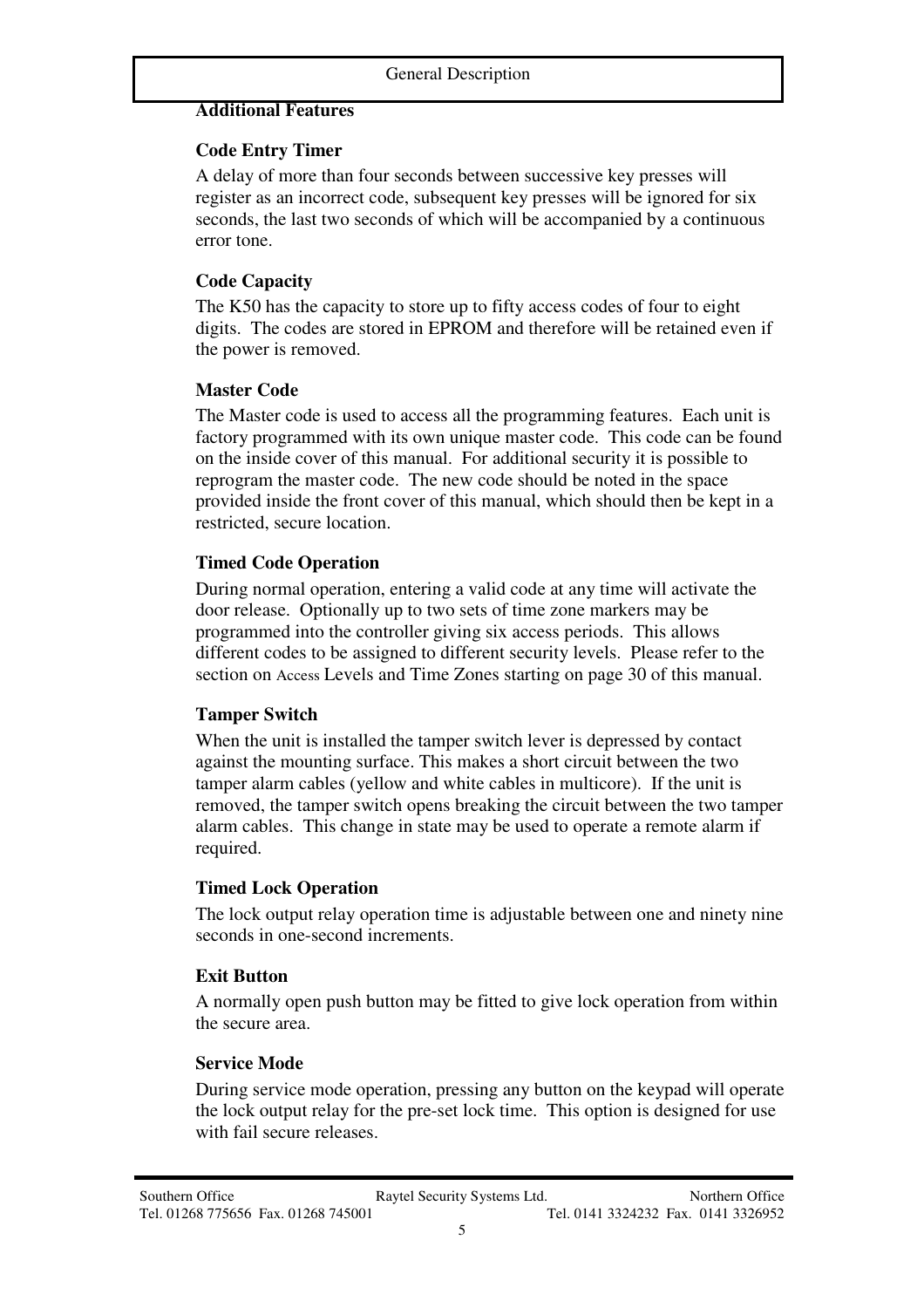## Additional Features

### Code Entry Timer

A delay of more than four seconds between successive key presses will register as an incorrect code, subsequent key presses will be ignored for six seconds, the last two seconds of which will be accompanied by a continuous error tone.

### Code Capacity

The K50 has the capacity to store up to fifty access codes of four to eight digits. The codes are stored in EPROM and therefore will be retained even if the power is removed.

### Master Code

The Master code is used to access all the programming features. Each unit is factory programmed with its own unique master code. This code can be found on the inside cover of this manual. For additional security it is possible to reprogram the master code. The new code should be noted in the space provided inside the front cover of this manual, which should then be kept in a restricted, secure location.

### Timed Code Operation

During normal operation, entering a valid code at any time will activate the door release. Optionally up to two sets of time zone markers may be programmed into the controller giving six access periods. This allows different codes to be assigned to different security levels. Please refer to the section on Access Levels and Time Zones starting on page 30 of this manual.

### Tamper Switch

When the unit is installed the tamper switch lever is depressed by contact against the mounting surface. This makes a short circuit between the two tamper alarm cables (yellow and white cables in multicore). If the unit is removed, the tamper switch opens breaking the circuit between the two tamper alarm cables. This change in state may be used to operate a remote alarm if required.

### Timed Lock Operation

The lock output relay operation time is adjustable between one and ninety nine seconds in one-second increments.

### Exit Button

A normally open push button may be fitted to give lock operation from within the secure area.

### Service Mode

During service mode operation, pressing any button on the keypad will operate the lock output relay for the pre-set lock time. This option is designed for use with fail secure releases.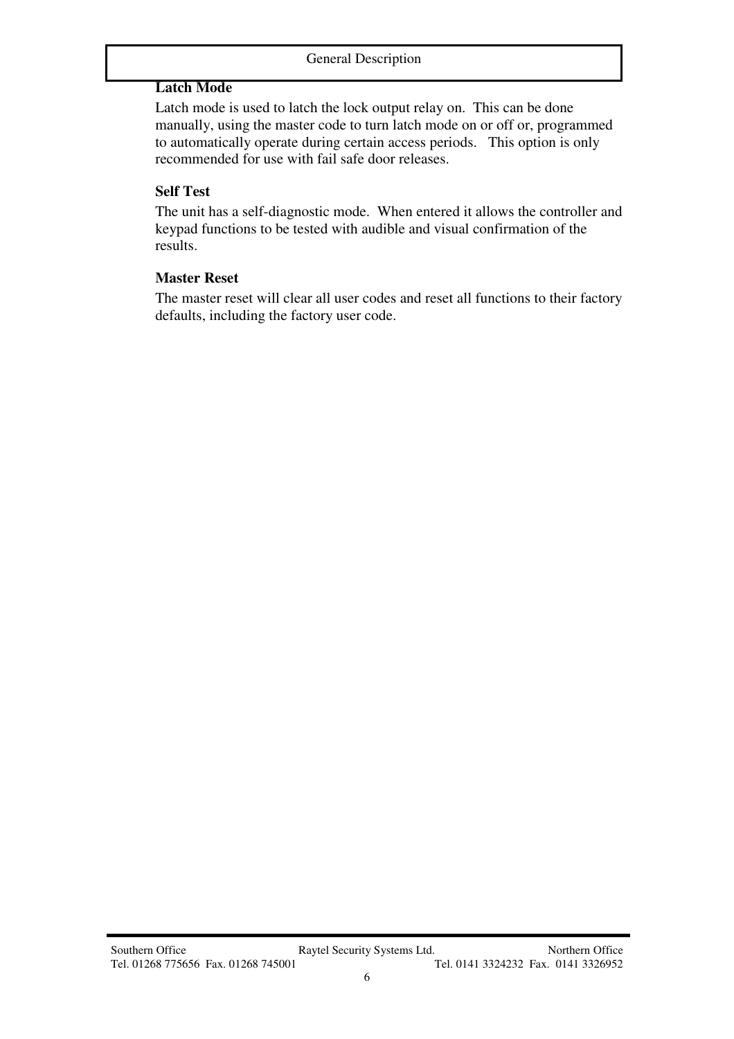**Latch Mode**

Latch mode is used to latch the lock output relay on. This can be done manually, using the master code to turn latch mode on or off or, programmed to automatically operate during certain access periods. This option is only recommended for use with fail safe door releases.

**Self Test**

The unit has a self-diagnostic mode. When entered it allows the controller and keypad functions to be tested with audible and visual confirmation of the results.

**Master Reset**

The master reset will clear all user codes and reset all functions to their factory defaults, including the factory user code.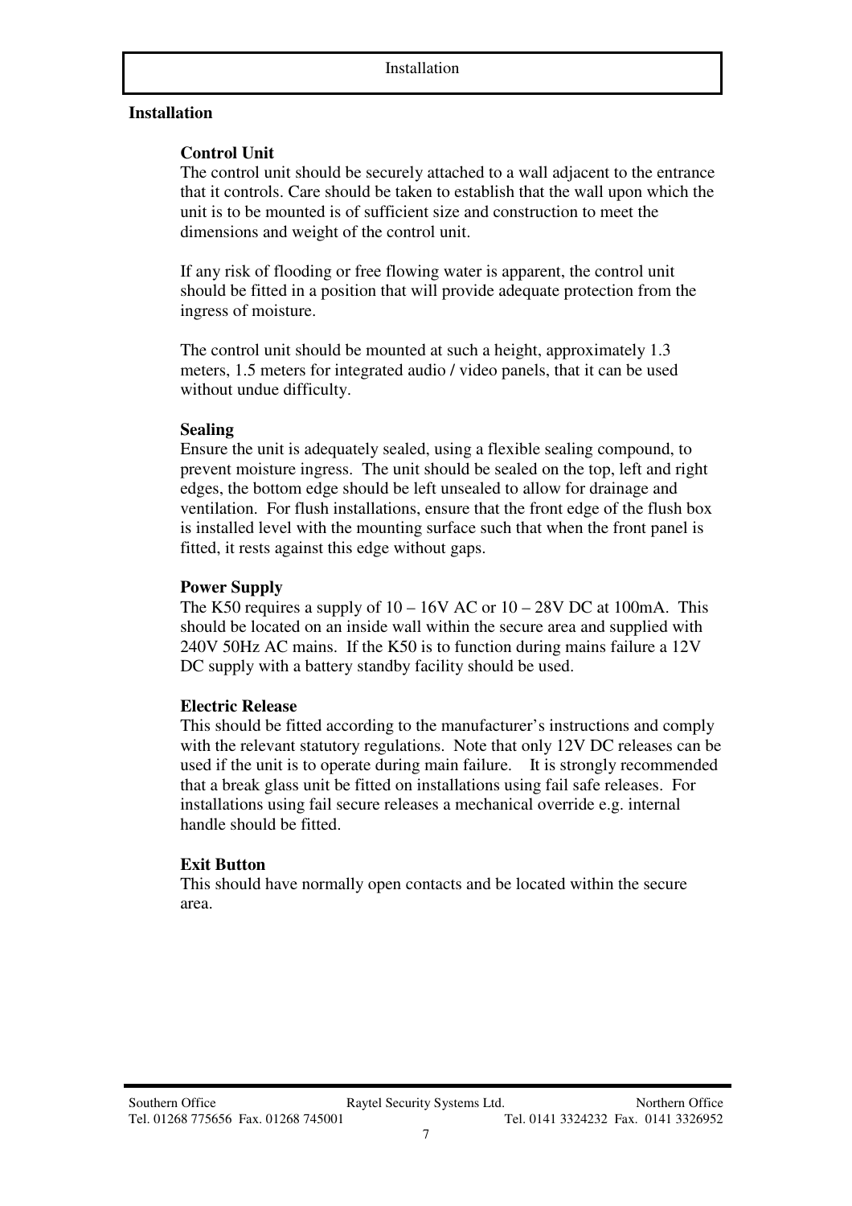## Installation

### Control Unit

The control unit should be securely attached to a wall adjacent to the entrance that it controls. Care should be taken to establish that the wall upon which the unit is to be mounted is of sufficient size and construction to meet the dimensions and weight of the control unit.

If any risk of flooding or free flowing water is apparent, the control unit should be fitted in a position that will provide adequate protection from the ingress of moisture.

The control unit should be mounted at such a height, approximately 1.3 meters, 1.5 meters for integrated audio / video panels, that it can be used without undue difficulty.

### Sealing

Ensure the unit is adequately sealed, using a flexible sealing compound, to prevent moisture ingress. The unit should be sealed on the top, left and right edges, the bottom edge should be left unsealed to allow for drainage and ventilation. For flush installations, ensure that the front edge of the flush box is installed level with the mounting surface such that when the front panel is fitted, it rests against this edge without gaps.

### Power Supply

The K50 requires a supply of 10 – 16V AC or 10 – 28V DC at 100mA. This should be located on an inside wall within the secure area and supplied with 240V 50Hz AC mains. If the K50 is to function during mains failure a 12V DC supply with a battery standby facility should be used.

### Electric Release

This should be fitted according to the manufacturer's instructions and comply with the relevant statutory regulations. Note that only 12V DC releases can be used if the unit is to operate during main failure. It is strongly recommended that a break glass unit be fitted on installations using fail safe releases. For installations using fail secure releases a mechanical override e.g. internal handle should be fitted.

### Exit Button

This should have normally open contacts and be located within the secure area.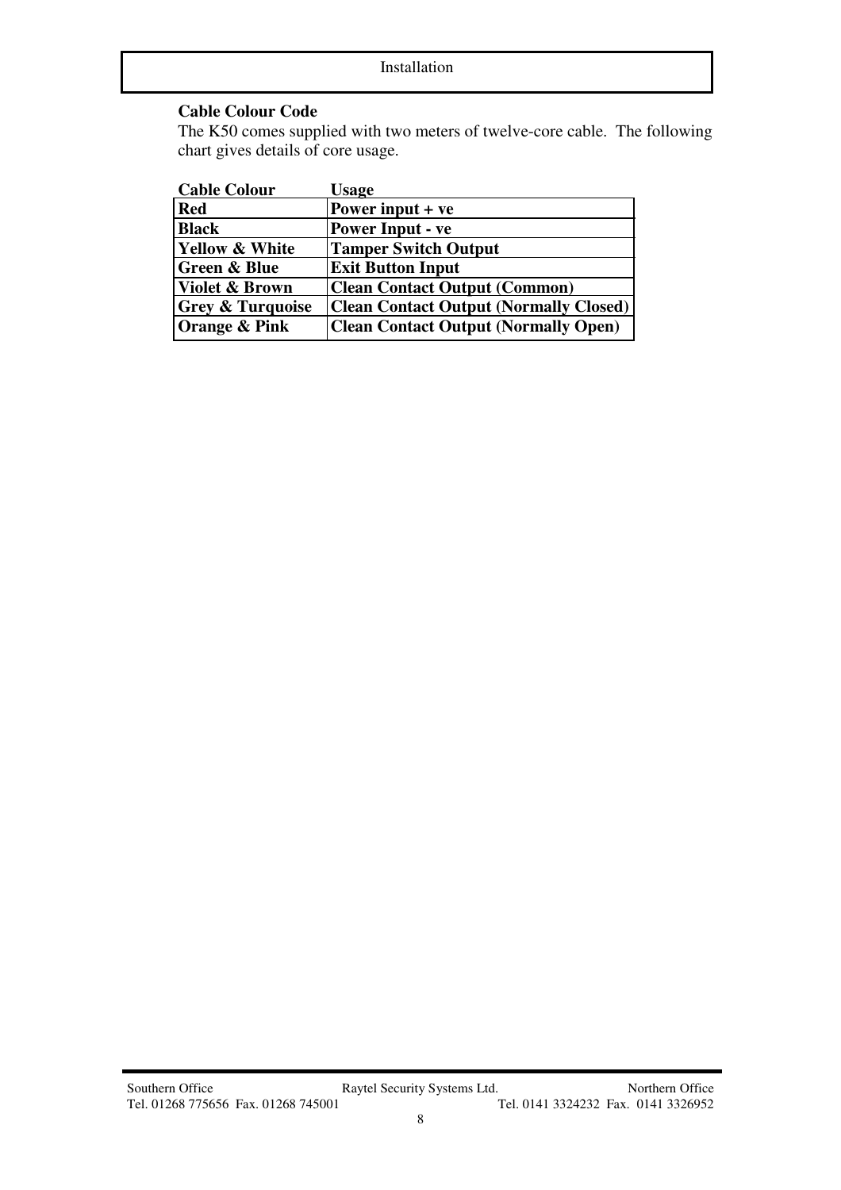**Cable Colour Code**

The K50 comes supplied with two meters of twelve-core cable. The following chart gives details of core usage.

| Cable Colour | Usage |
|---|---|
| **Red** | **Power input + ve** |
| **Black** | **Power Input - ve** |
| **Yellow & White** | **Tamper Switch Output** |
| **Green & Blue** | **Exit Button Input** |
| **Violet & Brown** | **Clean Contact Output (Common)** |
| **Grey & Turquoise** | **Clean Contact Output (Normally Closed)** |
| **Orange & Pink** | **Clean Contact Output (Normally Open)** |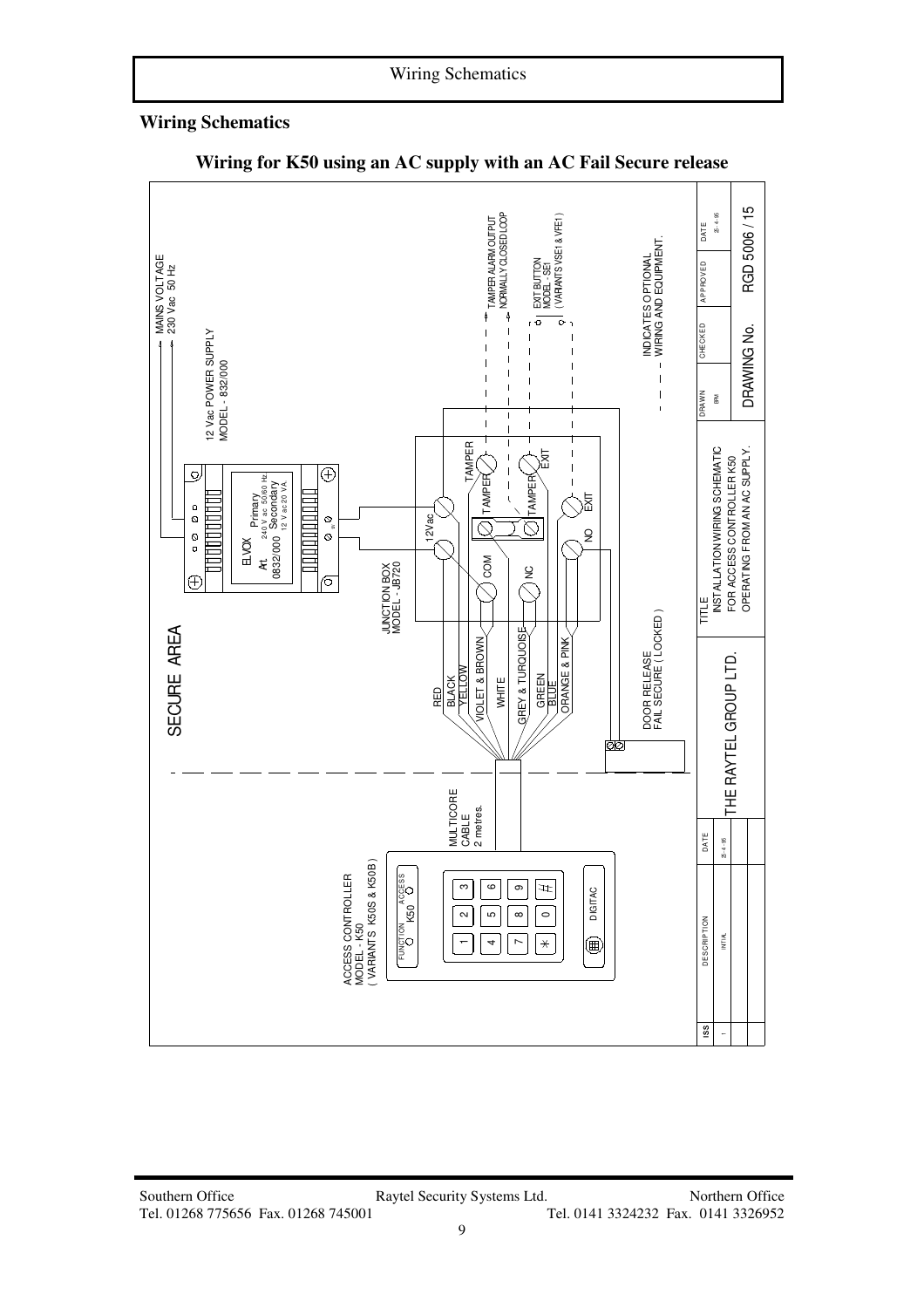## Wiring Schematics

### Wiring for K50 using an AC supply with an AC Fail Secure release

SECURE AREA

MAINS VOLTAGE
230 Vac 50 Hz

12 Vac POWER SUPPLY
MODEL - 832/000

ELVOX
Art 0832/000
Primary 240 V ac 50/60 Hz.
Secondary 12 V ac 20 VA.

JUNCTION BOX
MODEL - JB720

12Vac
TAMPER
COM
NC
NO
EXIT

TAMPER ALARM OUTPUT
NORMALLY CLOSED LOOP

EXIT BUTTON
MODEL - SE1
( VARIANTS VSE1 & VFE1 )

INDICATES OPTIONAL
WIRING AND EQUIPMENT.

RED
BLACK
YELLOW
VIOLET & BROWN
WHITE
GREY & TURQUOISE
GREEN
BLUE
ORANGE & PINK

DOOR RELEASE
FAIL SECURE ( LOCKED )

MULTICORE
CABLE
2 metres.

ACCESS CONTROLLER
MODEL - K50
( VARIANTS K50S & K50B )

FUNCTION K50 ACCESS
1 2 3
4 5 6
7 8 9
\* 0 #
DIGITAC

| DRAWN | CHECKED | APPROVED | DATE |
|---|---|---|---|
| BM | | | 25-4-95 |

DRAWING No. RGD 5006 / 15

TITLE
INSTALLATION WIRING SCHEMATIC
FOR ACCESS CONTROLLER K50
OPERATING FROM AN AC SUPPLY.

THE RAYTEL GROUP LTD.

| ISS | DESCRIPTION | DATE |
|---|---|---|
| 1 | INITIAL | 25-4-95 |

Southern Office
Tel. 01268 775656 Fax. 01268 745001

Raytel Security Systems Ltd.

Northern Office
Tel. 0141 3324232 Fax. 0141 3326952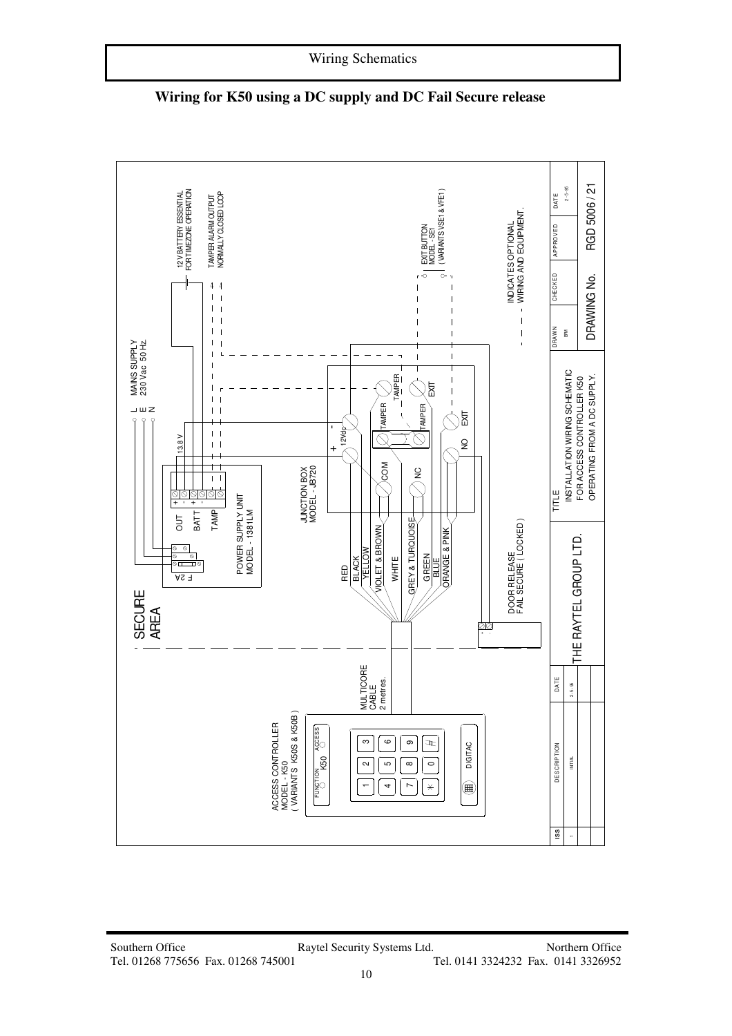## Wiring for K50 using a DC supply and DC Fail Secure release

SECURE AREA

MAINS SUPPLY 230 Vac 50 Hz.

L E N

12 V BATTERY ESSENTIAL FOR TIMEZONE OPERATION

TAMPER ALARM OUTPUT NORMALLY CLOSED LOOP

EXIT BUTTON MODEL - SE1 ( VARIANTS VSE1 & VFE1 )

INDICATES OPTIONAL WIRING AND EQUIPMENT.

13.8 V

F 2A

OUT BATT TAMP

POWER SUPPLY UNIT MODEL - 1381LM

JUNCTION BOX MODEL - JB720

+ - 12Vdc

TAMPER TAMPER TAMPER

COM NC NO EXIT EXIT

RED
BLACK
YELLOW
VIOLET & BROWN
WHITE
GREY & TURQUOISE
GREEN
BLUE
ORANGE & PINK

DOOR RELEASE FAIL SECURE ( LOCKED )

MULTICORE CABLE 2 metres.

ACCESS CONTROLLER MODEL - K50 ( VARIANTS K50S & K50B )

FUNCTION K50 ACCESS

1 2 3 4 5 6 7 8 9 * 0 #

DIGITAC

| ISS | DESCRIPTION | DATE |
| --- | --- | --- |
| 1 | INITIAL | 2-5-95 |

THE RAYTEL GROUP LTD.

TITLE: INSTALLATION WIRING SCHEMATIC FOR ACCESS CONTROLLER K50 OPERATING FROM A DC SUPPLY.

| DRAWN | CHECKED | APPROVED | DATE |
| --- | --- | --- | --- |
| BPM | | | 2-5-95 |

DRAWING No. RGD 5006 / 21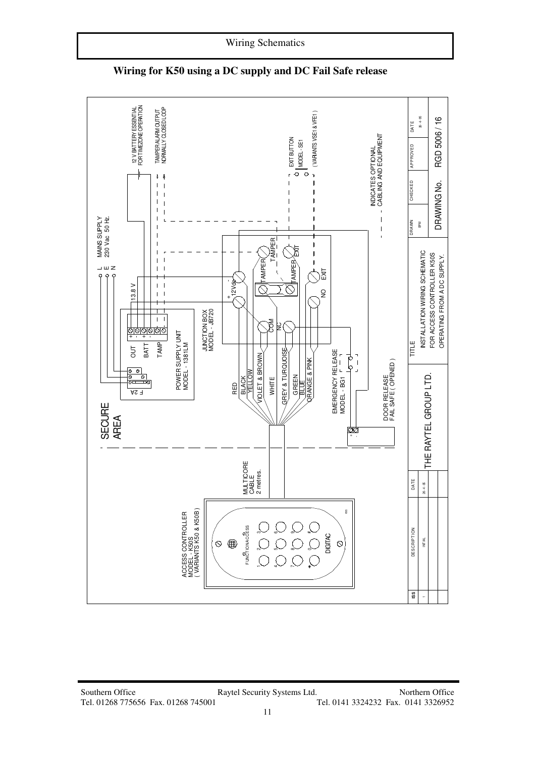Wiring Schematics

## Wiring for K50 using a DC supply and DC Fail Safe release

SECURE AREA

MAINS SUPPLY 230 Vac 50 Hz.

L E N

12 V BATTERY ESSENTIAL FOR TIMEZONE OPERATION

TAMPER ALARM OUTPUT NORMALLY CLOSED LOOP

EXIT BUTTON MODEL - SE1 ( VARIANTS VSE1 & VFE1 )

INDICATES OPTIONAL CABLING AND EQUIPMENT

13.8 V

F 2A

OUT + -

BATT + -

TAMP

POWER SUPPLY UNIT MODEL - 1381LM

JUNCTION BOX MODEL - JB720

+ 12Vdc -

TAMPER TAMPER TAMPER TAMPER

EXIT EXIT

COM NC NO

RED
BLACK
YELLOW
VIOLET & BROWN
WHITE
GREY & TURQUOISE
GREEN
BLUE
ORANGE & PINK

EMERGENCY RELEASE MODEL - BG1

DOOR RELEASE FAIL SAFE ( OPENED )

MULTICORE CABLE 2 metres.

ACCESS CONTROLLER MODEL - K50S ( VARIANTS K50 & K50B )

FUNCTION ACCESS

1 2 3 4 5 6 7 8 9 * 0 #

DIGITAC

| ISS | DESCRIPTION | DATE |
|---|---|---|
| 1 | INITIAL | 26-4-95 |

THE RAYTEL GROUP LTD.

TITLE: INSTALLATION WIRING SCHEMATIC FOR ACCESS CONTROLLER K50S OPERATING FROM A DC SUPPLY.

| DRAWN | CHECKED | APPROVED | DATE |
|---|---|---|---|
| BPM | | | 26-4-95 |

DRAWING No. RGD 5006 / 16

Southern Office — Raytel Security Systems Ltd. — Northern Office
Tel. 01268 775656 Fax. 01268 745001 — Tel. 0141 3324232 Fax. 0141 3326952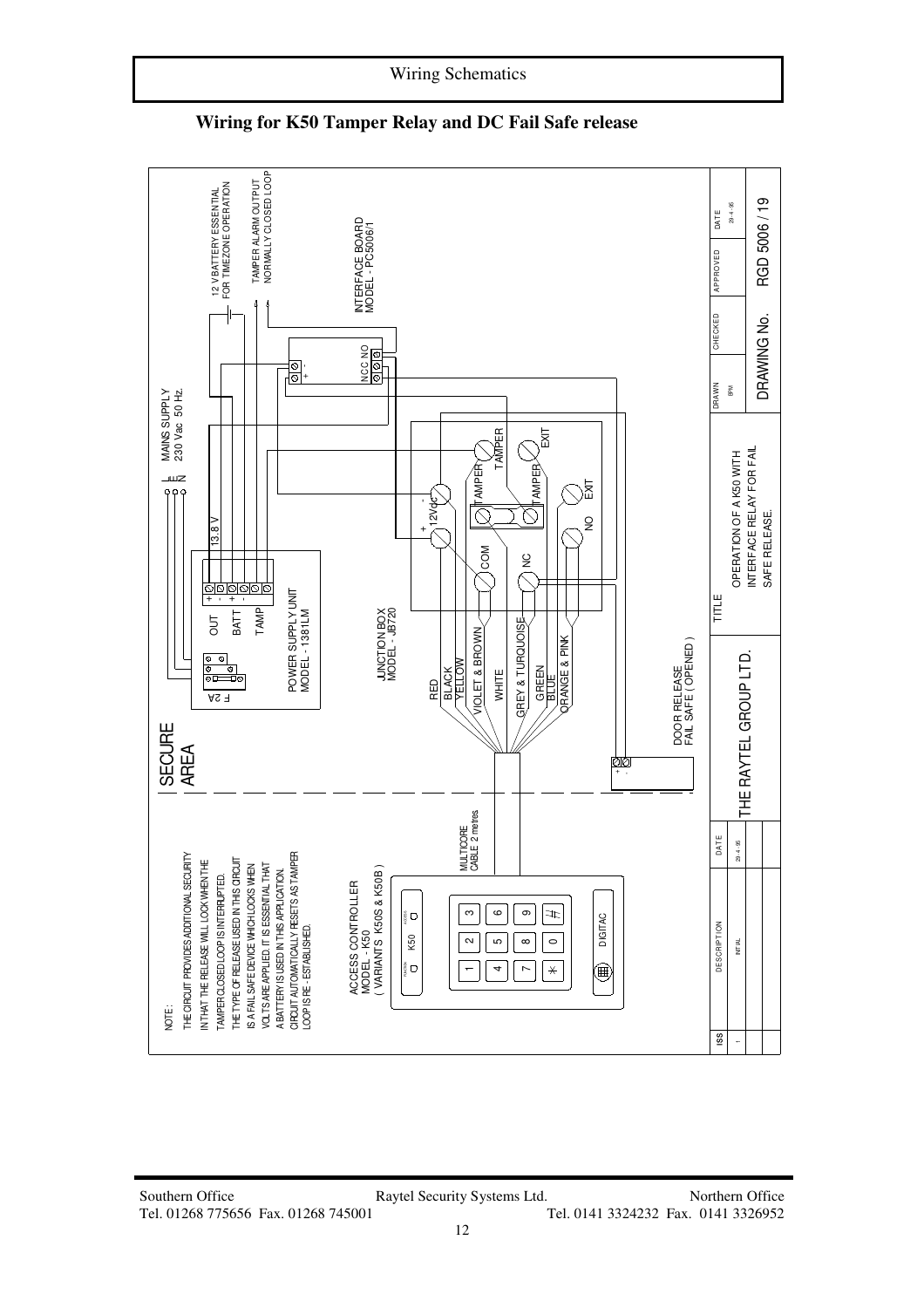## Wiring for K50 Tamper Relay and DC Fail Safe release

NOTE:
THE CIRCUIT PROVIDES ADDITIONAL SECURITY IN THAT THE RELEASE WILL LOCK WHEN THE TAMPER CLOSED LOOP IS INTERRUPTED.
THE TYPE OF RELEASE USED IN THIS CIRCUIT IS A FAIL SAFE DEVICE WHICH LOCKS WHEN VOLTS ARE APPLIED. IT IS ESSENTIAL THAT A BATTERY IS USED IN THIS APPLICATION.
CIRCUIT AUTOMATICALLY RESETS AS TAMPER LOOP IS RE - ESTABLISHED.

ACCESS CONTROLLER
MODEL - K50
( VARIANTS K50S & K50B )

MULTICORE CABLE 2 metres

SECURE AREA

DOOR RELEASE
FAIL SAFE ( OPENED )

JUNCTION BOX
MODEL - JB720

RED, BLACK, YELLOW, VIOLET & BROWN, WHITE, GREY & TURQUOISE, GREEN, BLUE, ORANGE & PINK

12Vdc, COM, NC, NO, TAMPER, EXIT

POWER SUPPLY UNIT
MODEL - 1381LM

F 2A, OUT, BATT, TAMP, 13.8 V

MAINS SUPPLY
230 Vac 50 Hz.

12 V BATTERY ESSENTIAL FOR TIMEZONE OPERATION

TAMPER ALARM OUTPUT NORMALLY CLOSED LOOP

INTERFACE BOARD
MODEL - PC5006/1

| ISS | DESCRIPTION | DATE | | TITLE | DRAWN | CHECKED | APPROVED | DATE |
|---|---|---|---|---|---|---|---|---|
| 1 | INITIAL | 29-4-95 | THE RAYTEL GROUP LTD. | OPERATION OF A K50 WITH INTERFACE RELAY FOR FAIL SAFE RELEASE. | BPM | | | 29-4-95 |
| | | | | | DRAWING No. | | RGD 5006 / 19 | |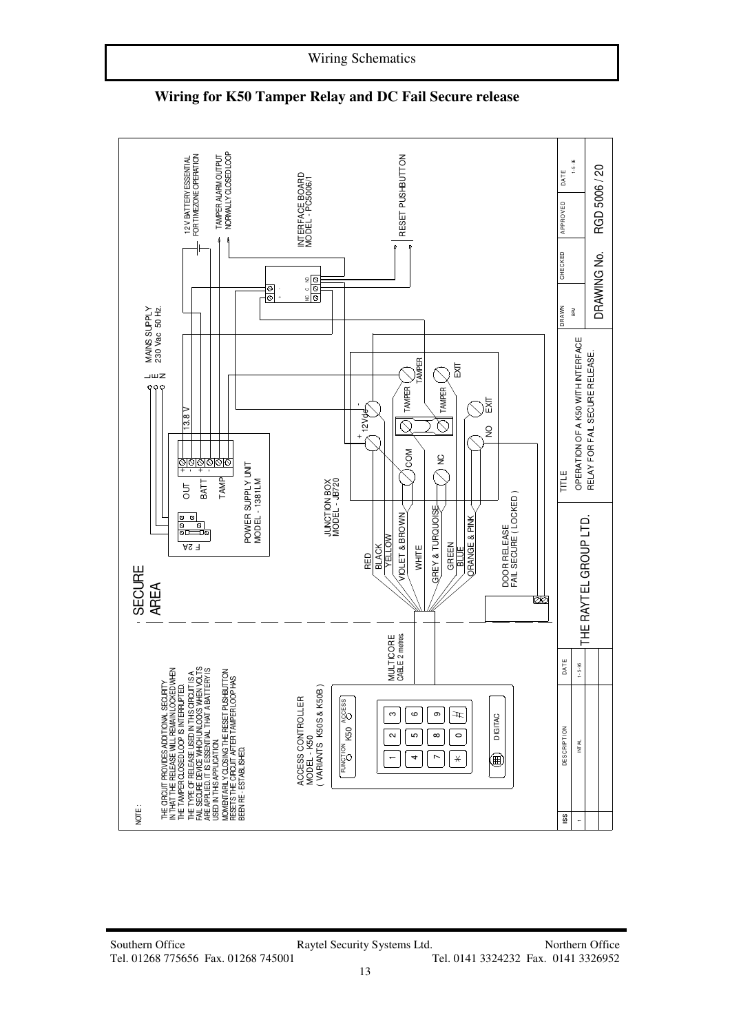## Wiring for K50 Tamper Relay and DC Fail Secure release

NOTE :

THE CIRCUIT PROVIDES ADDITIONAL SECURITY IN THAT THE RELEASE WILL REMAIN LOCKED WHEN THE TAMPER CLOSED LOOP IS INTERRUPTED.
THE TYPE OF RELEASE USED IN THIS CIRCUIT IS A FAIL SECURE DEVICE WHICH UNLOCKS WHEN VOLTS ARE APPLIED. IT IS ESSENTIAL THAT A BATTERY IS USED IN THIS APPLICATION.
MOMENTARILY CLOSING THE RESET PUSHBUTTON RESETS THE CIRCUIT AFTER TAMPER LOOP HAS BEEN RE - ESTABLISHED.

ACCESS CONTROLLER
MODEL - K50
( VARIANTS K50S & K50B )

MULTICORE CABLE 2 metres

SECURE AREA

MAINS SUPPLY 230 Vac 50 Hz.

POWER SUPPLY UNIT MODEL - 1381LM

JUNCTION BOX MODEL - JB720

INTERFACE BOARD MODEL - PC5006/1

12 V BATTERY ESSENTIAL FOR TIMEZONE OPERATION

TAMPER ALARM OUTPUT NORMALLY CLOSED LOOP

RESET PUSHBUTTON

DOOR RELEASE FAIL SECURE ( LOCKED )

RED, BLACK, YELLOW, VIOLET & BROWN, WHITE, GREY & TURQUOISE, GREEN, BLUE, ORANGE & PINK

| ISS | DESCRIPTION | DATE |
|---|---|---|
| 1 | INITIAL | 1-5-95 |

THE RAYTEL GROUP LTD.

TITLE: OPERATION OF A K50 WITH INTERFACE RELAY FOR FAIL SECURE RELEASE.

| DRAWN | CHECKED | APPROVED | DATE |
|---|---|---|---|
| BRM | | | 1-5-95 |

DRAWING No. RGD 5006 / 20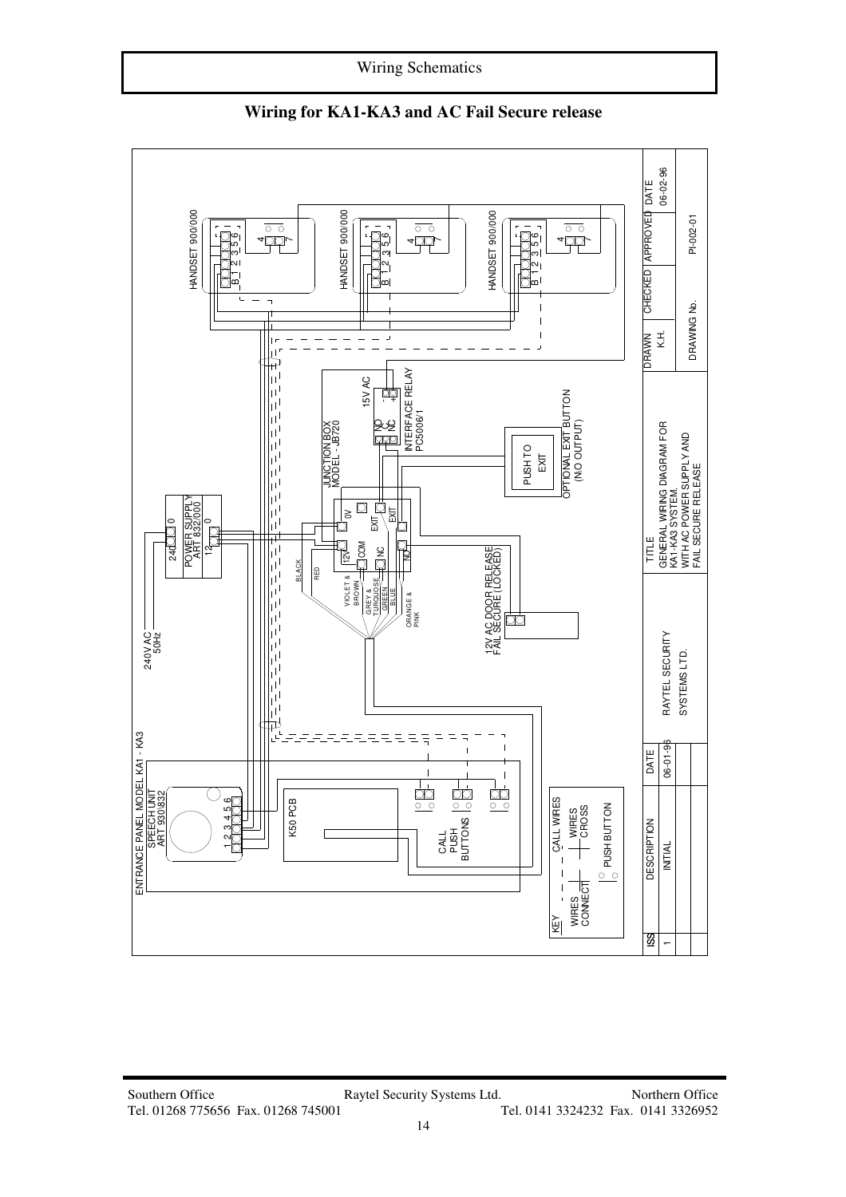# Wiring Schematics

## Wiring for KA1-KA3 and AC Fail Secure release

HANDSET 900/000

B 1 2 3 5 6

4 7

HANDSET 900/000

B 1 2 3 5 6

4 7

HANDSET 900/000

B 1 2 3 5 6

4 7

15V AC

INTERFACE RELAY PC5006/1

NO C NC

- +

JUNCTION BOX MODEL - JB720

0V EXIT EXIT

12V COM NC NO

PUSH TO EXIT

OPTIONAL EXIT BUTTON (NO OUTPUT)

POWER SUPPLY ART 832/000

240 0

12 0

240V AC 50Hz

BLACK

RED

VIOLET & BROWN

GREY & TURQUOISE

GREEN

BLUE

ORANGE & PINK

12V AC DOOR RELEASE FAIL SECURE (LOCKED)

ENTRANCE PANEL MODEL KA1 - KA3

SPEECH UNIT ART 930/832

1 2 3 4 5 6

K50 PCB

CALL PUSH BUTTONS

KEY

WIRES CONNECT

CALL WIRES

WIRES CROSS

PUSH BUTTON

| DRAWN | CHECKED | APPROVED | DATE |
|---|---|---|---|
| K.H. | | | 06-02-96 |
| DRAWING No. | | PI-002-01 | |

TITLE

GENERAL WIRING DIAGRAM FOR KA1-KA3 SYSTEM. WITH AC POWER SUPPLY AND FAIL SECURE RELEASE

RAYTEL SECURITY SYSTEMS LTD.

| ISS | DESCRIPTION | DATE |
|---|---|---|
| 1 | INITIAL | 06-01-96 |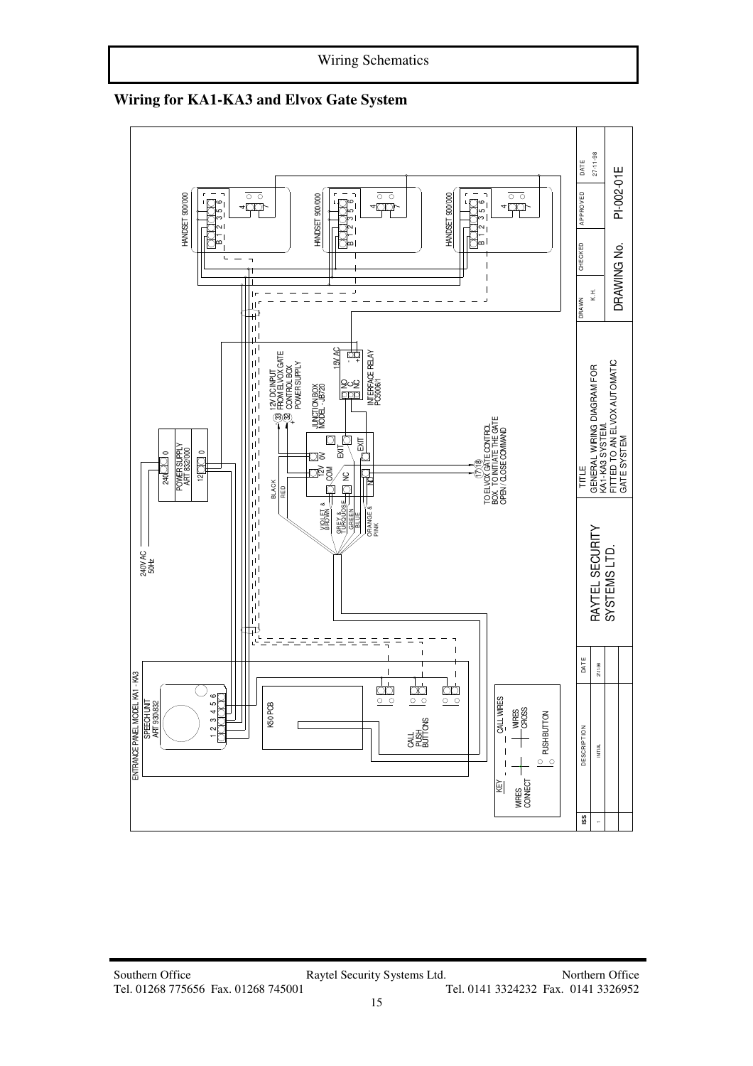Wiring Schematics

## Wiring for KA1-KA3 and Elvox Gate System

HANDSET 900/000

B 1 2 3 5 6

4 7

HANDSET 900/000

B 1 2 3 5 6

4 7

HANDSET 900/000

B 1 2 3 5 6

4 7

240V AC 50Hz

POWER SUPPLY ART 832/000

240 0

12 0

12V DC INPUT FROM ELVOX GATE CONTROL BOX POWER SUPPLY

33 32

− +

JUNCTION BOX MODEL - JB720

12V 0V

COM EXIT

NC EXIT

NO

15V AC

NO C NC

INTERFACE RELAY PC50061

BLACK

RED

VIOLET & BROWN

GREY & TURQUOISE

GREEN

BLUE

ORANGE & PINK

17/18

TO ELVOX GATE CONTROL BOX, TO INITIATE THE GATE OPEN / CLOSE COMMAND

ENTRANCE PANEL MODEL KA1 - KA3

SPEECH UNIT ART 930/832

1 2 3 4 5 6

K50 PCB

CALL PUSH BUTTONS

KEY

WIRES CONNECT

CALL WIRES

WIRES CROSS

PUSH BUTTON

| ISS | DESCRIPTION | DATE |
|---|---|---|
| 1 | INITIAL | 27.11.98 |

RAYTEL SECURITY SYSTEMS LTD.

TITLE

GENERAL WIRING DIAGRAM FOR KA1-KA3 SYSTEM. FITTED TO AN ELVOX AUTOMATIC GATE SYSTEM

| DRAWN | CHECKED | APPROVED | DATE |
|---|---|---|---|
| K.H. | | | 27-11-98 |

DRAWING No. PI-002-01E

Southern Office Tel. 01268 775656 Fax. 01268 745001

Raytel Security Systems Ltd.

Northern Office Tel. 0141 3324232 Fax. 0141 3326952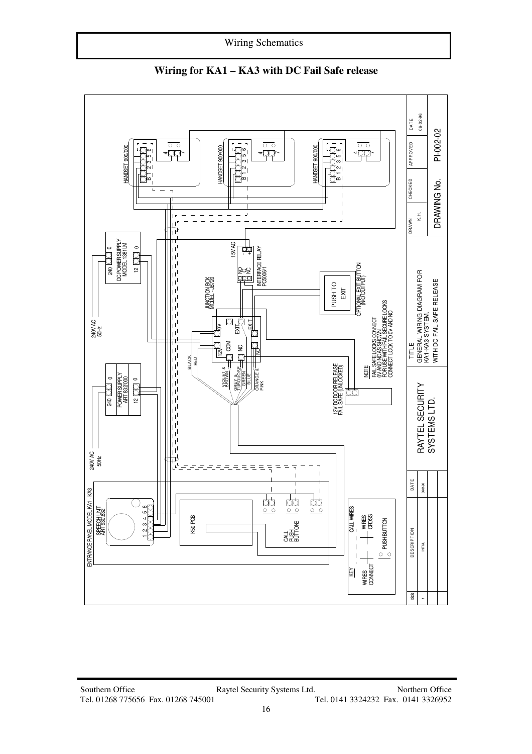Wiring Schematics

## Wiring for KA1 – KA3 with DC Fail Safe release

HANDSET 900/000

HANDSET 900/000

HANDSET 900/000

DC POWER SUPPLY MODEL 1381 LM

240V AC 50Hz

POWER SUPPLY ART 832/000

240V AC 50Hz

JUNCTION BOX MODEL - JB720

INTERFACE RELAY PC5006/1

15V AC

PUSH TO EXIT

OPTIONAL EXIT BUTTON (N/O OUTPUT)

12V DC DOOR RELEASE FAIL SAFE (UNLOCKED)

NOTE
FAIL SAFE LOCKS CONNECT 0V AND NC AS SHOWN
FOR USE WITH FAIL SECURE LOCKS CONNECT LOCK TO 0V AND NO

ENTRANCE PANEL MODEL KA1 - KA3

SPEECH UNIT ART 930/832

K50 PCB

CALL PUSH BUTTONS

CALL WIRES

KEY
WIRES CONNECT
WIRES CROSS
PUSH BUTTON

| ISS | DESCRIPTION | DATE |
|---|---|---|
| 1 | INITIAL | 06/01/96 |

RAYTEL SECURITY SYSTEMS LTD.

TITLE
GENERAL WIRING DIAGRAM FOR KA1-KA3 SYSTEM.
WITH DC FAIL SAFE RELEASE

| DRAWN | CHECKED | APPROVED | DATE |
|---|---|---|---|
| K.H. | | | 06-02-96 |

DRAWING No. PI-002-02

Southern Office
Tel. 01268 775656 Fax. 01268 745001

Raytel Security Systems Ltd.

Northern Office
Tel. 0141 3324232 Fax. 0141 3326952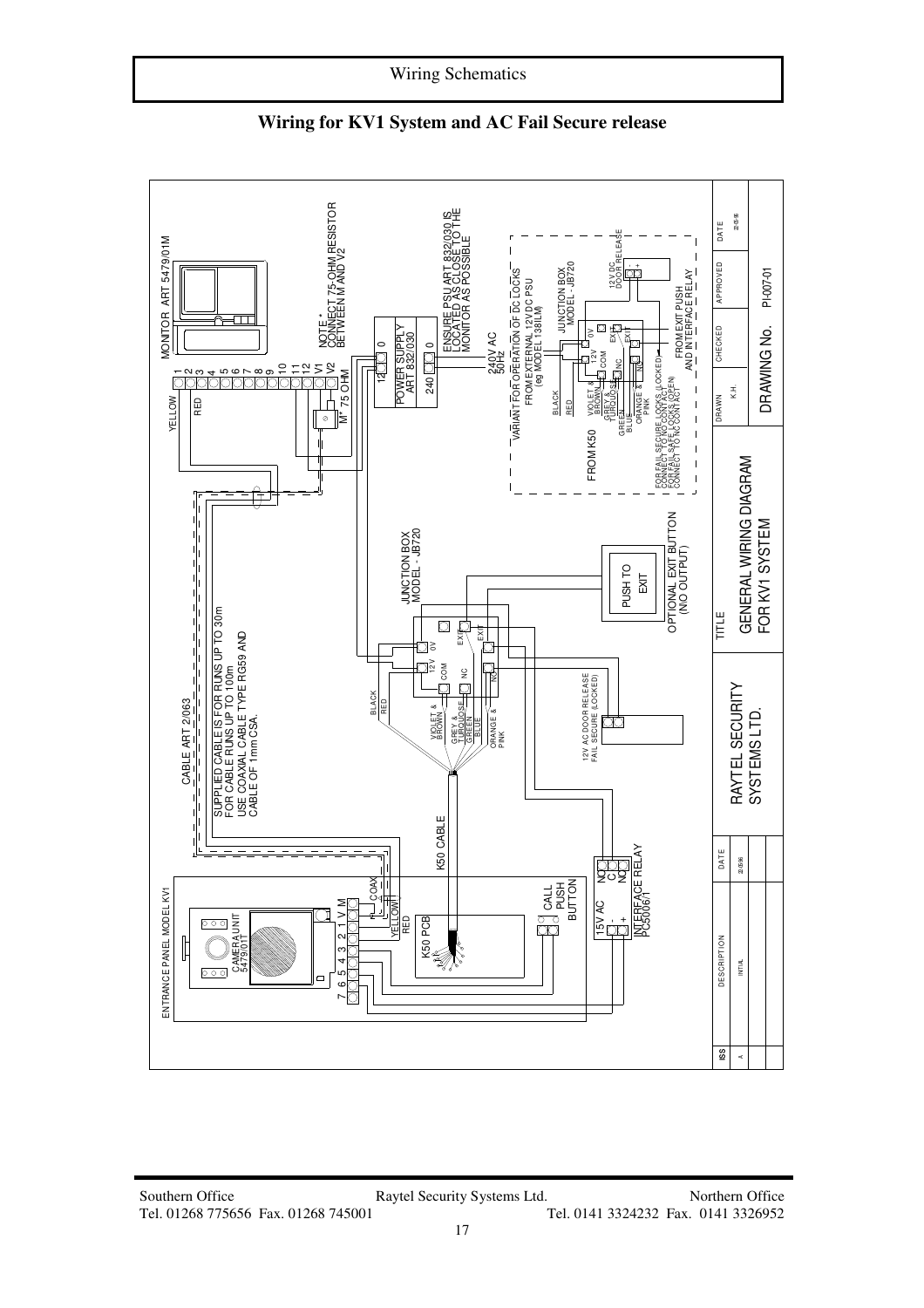# Wiring for KV1 System and AC Fail Secure release

ENTRANCE PANEL MODEL KV1

CAMERA UNIT 5479/01T

7 6 5 4 3 2 1 V M

COAX

YELLOW

RED

K50 PCB

K50 CABLE

CALL PUSH BUTTON

15V AC - +

INTERFACE RELAY PC5006/1

NO C NC

CABLE ART 2/063

SUPPLIED CABLE IS FOR RUNS UP TO 30m
FOR CABLE RUNS UP TO 100m
USE COAXIAL CABLE TYPE RG59 AND
CABLE OF 1mm CSA.

MONITOR ART 5479/01M

YELLOW

RED

1 2 3 4 5 6 7 8 9 10 11 12 V1 V2

M* 75 OHM

NOTE * CONNECT 75-OHM RESISTOR BETWEEN M AND V2

POWER SUPPLY ART 832/030

12 0

240 0

ENSURE PSU ART 832/030 IS LOCATED AS CLOSE TO THE MONITOR AS POSSIBLE

240V AC 50Hz

JUNCTION BOX MODEL - JB720

BLACK

RED

VIOLET & BROWN

GREY & TURQUOISE

GREEN

BLUE

ORANGE & PINK

12V 0V

COM

NC

NO

EXIT

EXIT

12V AC DOOR RELEASE FAIL SECURE (LOCKED)

PUSH TO EXIT

OPTIONAL EXIT BUTTON (N/O OUTPUT)

VARIANT FOR OPERATION OF DC LOCKS
FROM EXTERNAL 12V DC PSU
(eg MODEL 138ILM)

JUNCTION BOX MODEL - JB720

FROM K50

12V DC DOOR RELEASE

FROM EXIT PUSH AND INTERFACE RELAY

FOR FAIL SECURE LOCKS (LOCKED) CONNECT TO NO CONTACT
FOR FAIL SAFE LOCKS (OPEN) CONNECT TO NC CONTACT

| ISS | DESCRIPTION | DATE | | TITLE | DRAWN | CHECKED | APPROVED | DATE |
|---|---|---|---|---|---|---|---|---|
| A | INITIAL | 22/05/96 | RAYTEL SECURITY SYSTEMS LTD. | GENERAL WIRING DIAGRAM FOR KV1 SYSTEM | K.H. | | | 22/05/96 |
| | | | | | DRAWING No. | PI-007-01 | | |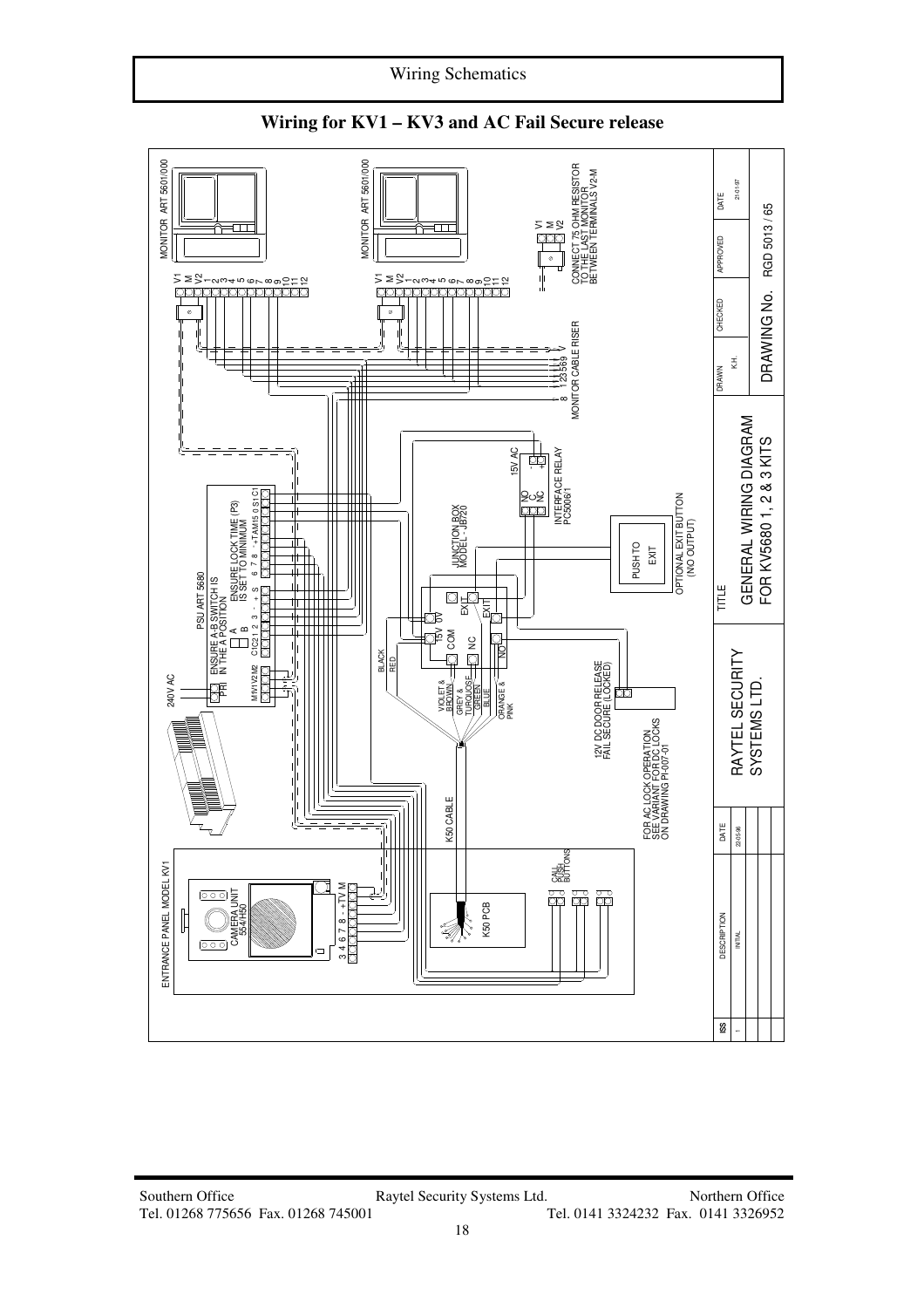## Wiring for KV1 – KV3 and AC Fail Secure release

MONITOR ART 5601/000

V1 M V2 1 2 3 4 5 6 7 8 9 10 11 12

MONITOR ART 5601/000

V1 M V2 1 2 3 4 5 6 7 8 9 10 11 12

V1 M V2

CONNECT 75 OHM RESISTOR TO THE LAST MONITOR BETWEEN TERMINALS V2-M

MONITOR CABLE RISER

8 1 2 3 5 6 9 V

240V AC

PSU ART 5680

ENSURE A-B SWITCH IS IN THE A POSITION

ENSURE LOCK TIME (P3) IS SET TO MINIMUM

PRI

A B

M1 V1 V2 M2 C1 C2 1 2 3 + S 6 7 8 - + TAM 15 0 S1 C1

15V AC

NO C NC

INTERFACE RELAY PC50061

JUNCTION BOX MODEL - JB/20

15V 0V

COM

NC

NO

EXIT

EXIT

PUSH TO EXIT

OPTIONAL EXIT BUTTON (N/O OUTPUT)

BLACK

RED

VIOLET & BROWN

GREY & TURQUOISE

GREEN

BLUE

ORANGE & PINK

12V DC DOOR RELEASE FAIL SECURE (LOCKED)

FOR AC LOCK OPERATION SEE VARIANT FOR DC LOCKS ON DRAWING PI-007-01

K50 CABLE

ENTRANCE PANEL MODEL KV1

CAMERA UNIT 554/H50

3 4 6 7 8 - + TV M

CALL PUSH BUTTONS

K50 PCB

| ISS | DESCRIPTION | DATE | | TITLE | DRAWN | CHECKED | APPROVED | DATE |
|---|---|---|---|---|---|---|---|---|
| 1 | INITIAL | 22-05-96 | RAYTEL SECURITY SYSTEMS LTD. | GENERAL WIRING DIAGRAM FOR KV5680 1, 2 & 3 KITS | K.H. | | | 21-01-97 |
| | | | | | DRAWING No. RGD 5013 / 65 | | | |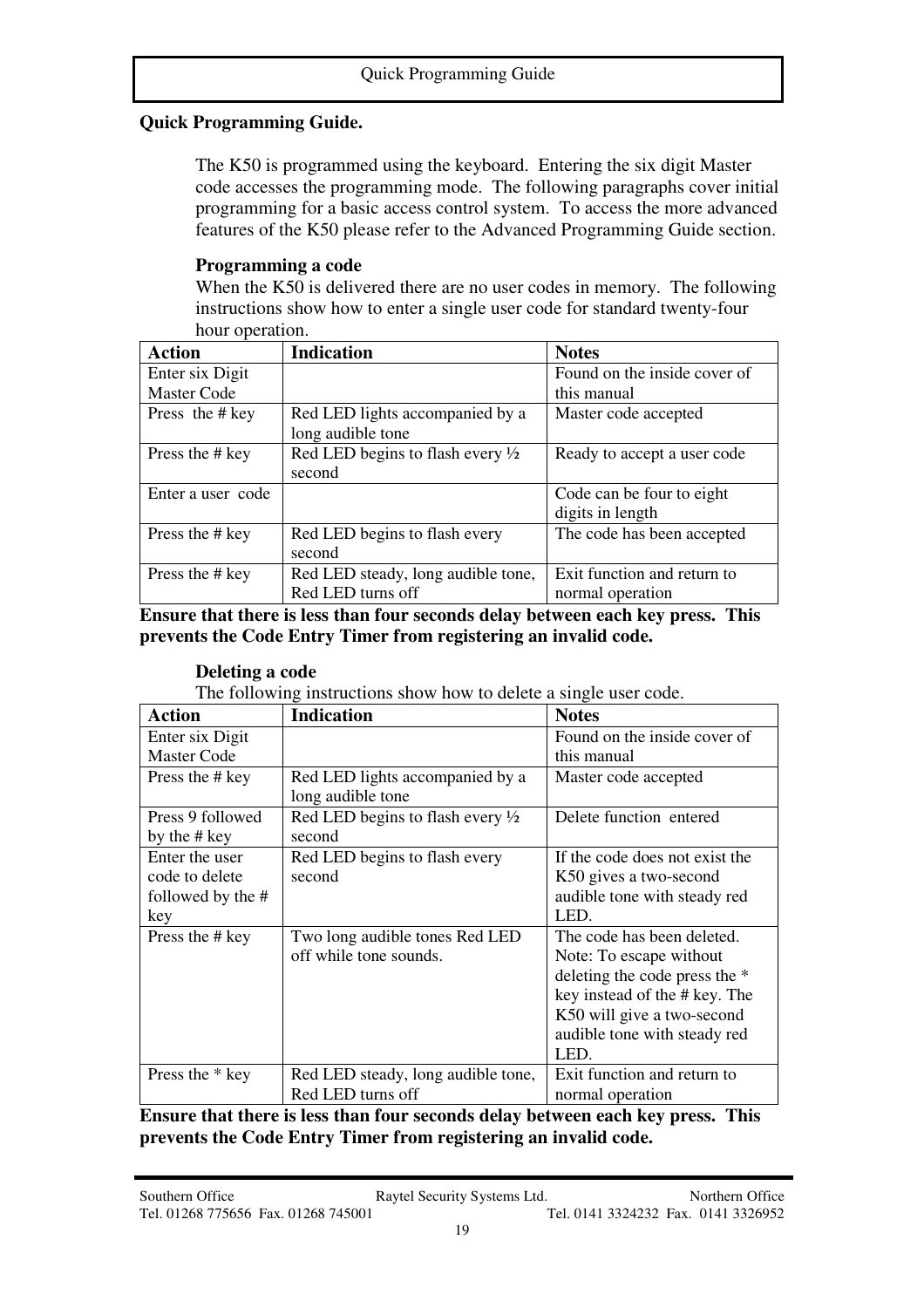## Quick Programming Guide.

The K50 is programmed using the keyboard. Entering the six digit Master code accesses the programming mode. The following paragraphs cover initial programming for a basic access control system. To access the more advanced features of the K50 please refer to the Advanced Programming Guide section.

### Programming a code

When the K50 is delivered there are no user codes in memory. The following instructions show how to enter a single user code for standard twenty-four hour operation.

| Action | Indication | Notes |
|---|---|---|
| Enter six Digit Master Code | | Found on the inside cover of this manual |
| Press the # key | Red LED lights accompanied by a long audible tone | Master code accepted |
| Press the # key | Red LED begins to flash every ½ second | Ready to accept a user code |
| Enter a user code | | Code can be four to eight digits in length |
| Press the # key | Red LED begins to flash every second | The code has been accepted |
| Press the # key | Red LED steady, long audible tone, Red LED turns off | Exit function and return to normal operation |

**Ensure that there is less than four seconds delay between each key press. This prevents the Code Entry Timer from registering an invalid code.**

### Deleting a code

The following instructions show how to delete a single user code.

| Action | Indication | Notes |
|---|---|---|
| Enter six Digit Master Code | | Found on the inside cover of this manual |
| Press the # key | Red LED lights accompanied by a long audible tone | Master code accepted |
| Press 9 followed by the # key | Red LED begins to flash every ½ second | Delete function entered |
| Enter the user code to delete followed by the # key | Red LED begins to flash every second | If the code does not exist the K50 gives a two-second audible tone with steady red LED. |
| Press the # key | Two long audible tones Red LED off while tone sounds. | The code has been deleted. Note: To escape without deleting the code press the * key instead of the # key. The K50 will give a two-second audible tone with steady red LED. |
| Press the * key | Red LED steady, long audible tone, Red LED turns off | Exit function and return to normal operation |

**Ensure that there is less than four seconds delay between each key press. This prevents the Code Entry Timer from registering an invalid code.**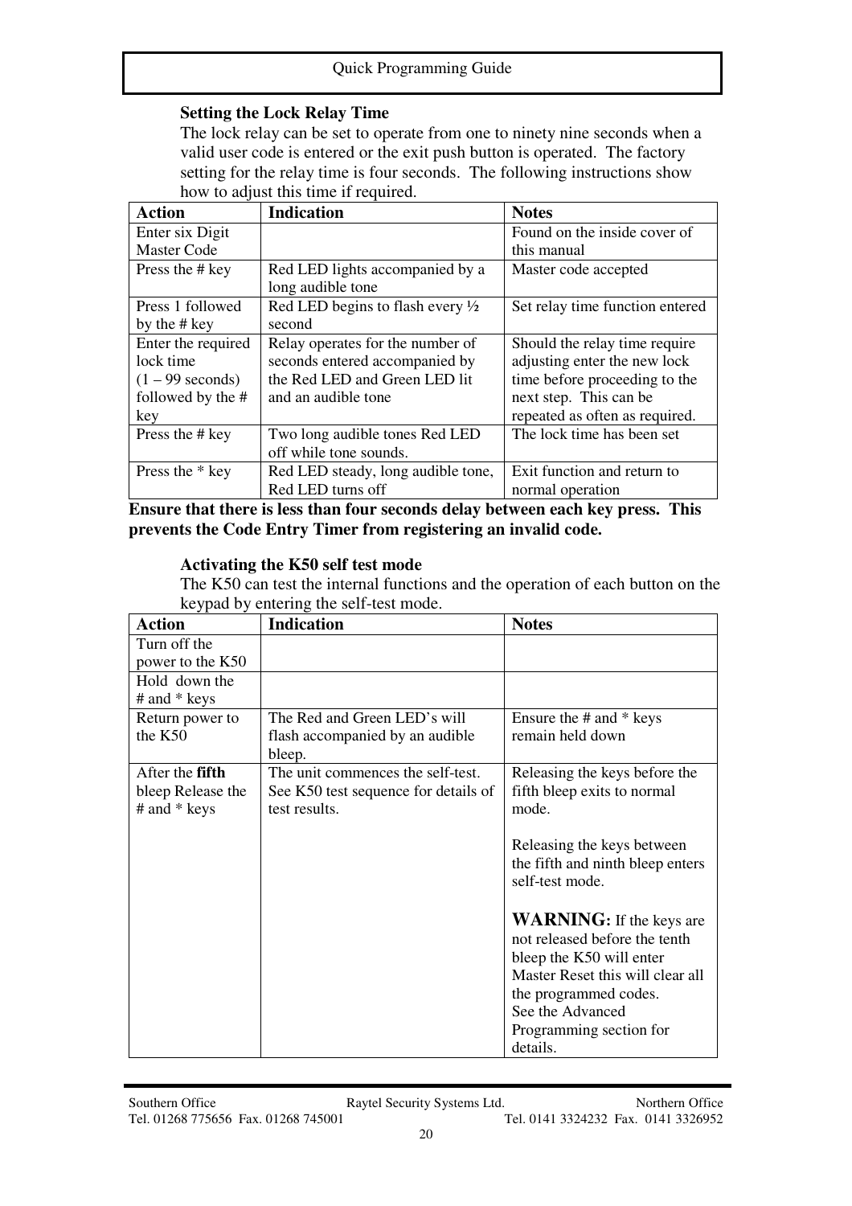### Setting the Lock Relay Time

The lock relay can be set to operate from one to ninety nine seconds when a valid user code is entered or the exit push button is operated. The factory setting for the relay time is four seconds. The following instructions show how to adjust this time if required.

| Action | Indication | Notes |
|---|---|---|
| Enter six Digit Master Code | | Found on the inside cover of this manual |
| Press the # key | Red LED lights accompanied by a long audible tone | Master code accepted |
| Press 1 followed by the # key | Red LED begins to flash every ½ second | Set relay time function entered |
| Enter the required lock time (1 – 99 seconds) followed by the # key | Relay operates for the number of seconds entered accompanied by the Red LED and Green LED lit and an audible tone | Should the relay time require adjusting enter the new lock time before proceeding to the next step. This can be repeated as often as required. |
| Press the # key | Two long audible tones Red LED off while tone sounds. | The lock time has been set |
| Press the * key | Red LED steady, long audible tone, Red LED turns off | Exit function and return to normal operation |

**Ensure that there is less than four seconds delay between each key press. This prevents the Code Entry Timer from registering an invalid code.**

### Activating the K50 self test mode

The K50 can test the internal functions and the operation of each button on the keypad by entering the self-test mode.

| Action | Indication | Notes |
|---|---|---|
| Turn off the power to the K50 | | |
| Hold down the # and * keys | | |
| Return power to the K50 | The Red and Green LED's will flash accompanied by an audible bleep. | Ensure the # and * keys remain held down |
| After the **fifth** bleep Release the # and * keys | The unit commences the self-test. See K50 test sequence for details of test results. | Releasing the keys before the fifth bleep exits to normal mode.<br><br>Releasing the keys between the fifth and ninth bleep enters self-test mode.<br><br>**WARNING:** If the keys are not released before the tenth bleep the K50 will enter Master Reset this will clear all the programmed codes.<br>See the Advanced Programming section for details. |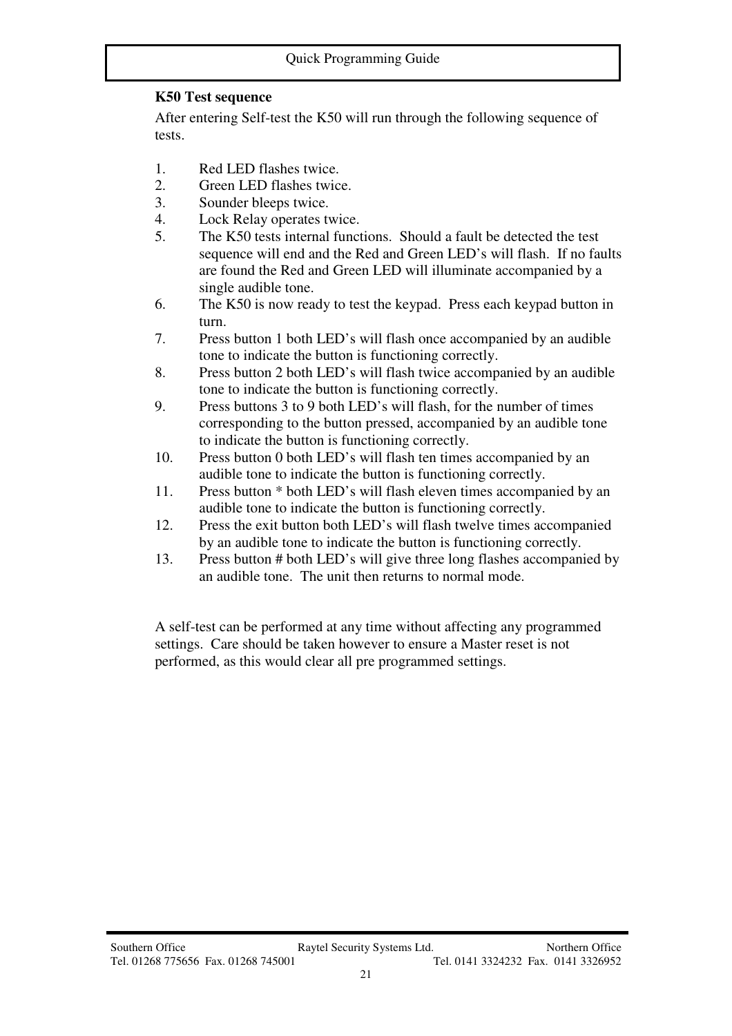**K50 Test sequence**

After entering Self-test the K50 will run through the following sequence of tests.

1. Red LED flashes twice.
2. Green LED flashes twice.
3. Sounder bleeps twice.
4. Lock Relay operates twice.
5. The K50 tests internal functions. Should a fault be detected the test sequence will end and the Red and Green LED's will flash. If no faults are found the Red and Green LED will illuminate accompanied by a single audible tone.
6. The K50 is now ready to test the keypad. Press each keypad button in turn.
7. Press button 1 both LED's will flash once accompanied by an audible tone to indicate the button is functioning correctly.
8. Press button 2 both LED's will flash twice accompanied by an audible tone to indicate the button is functioning correctly.
9. Press buttons 3 to 9 both LED's will flash, for the number of times corresponding to the button pressed, accompanied by an audible tone to indicate the button is functioning correctly.
10. Press button 0 both LED's will flash ten times accompanied by an audible tone to indicate the button is functioning correctly.
11. Press button * both LED's will flash eleven times accompanied by an audible tone to indicate the button is functioning correctly.
12. Press the exit button both LED's will flash twelve times accompanied by an audible tone to indicate the button is functioning correctly.
13. Press button # both LED's will give three long flashes accompanied by an audible tone. The unit then returns to normal mode.

A self-test can be performed at any time without affecting any programmed settings. Care should be taken however to ensure a Master reset is not performed, as this would clear all pre programmed settings.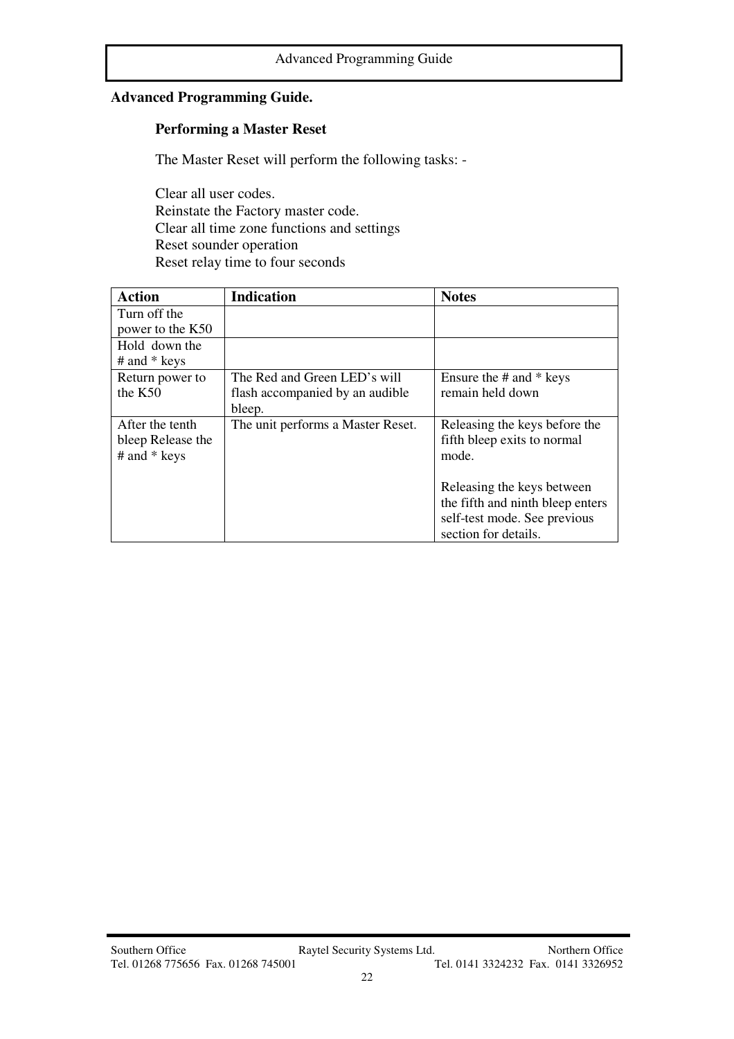**Advanced Programming Guide.**

**Performing a Master Reset**

The Master Reset will perform the following tasks: -

Clear all user codes.
Reinstate the Factory master code.
Clear all time zone functions and settings
Reset sounder operation
Reset relay time to four seconds

| **Action** | **Indication** | **Notes** |
|---|---|---|
| Turn off the power to the K50 | | |
| Hold down the # and * keys | | |
| Return power to the K50 | The Red and Green LED's will flash accompanied by an audible bleep. | Ensure the # and * keys remain held down |
| After the tenth bleep Release the # and * keys | The unit performs a Master Reset. | Releasing the keys before the fifth bleep exits to normal mode.<br><br>Releasing the keys between the fifth and ninth bleep enters self-test mode. See previous section for details. |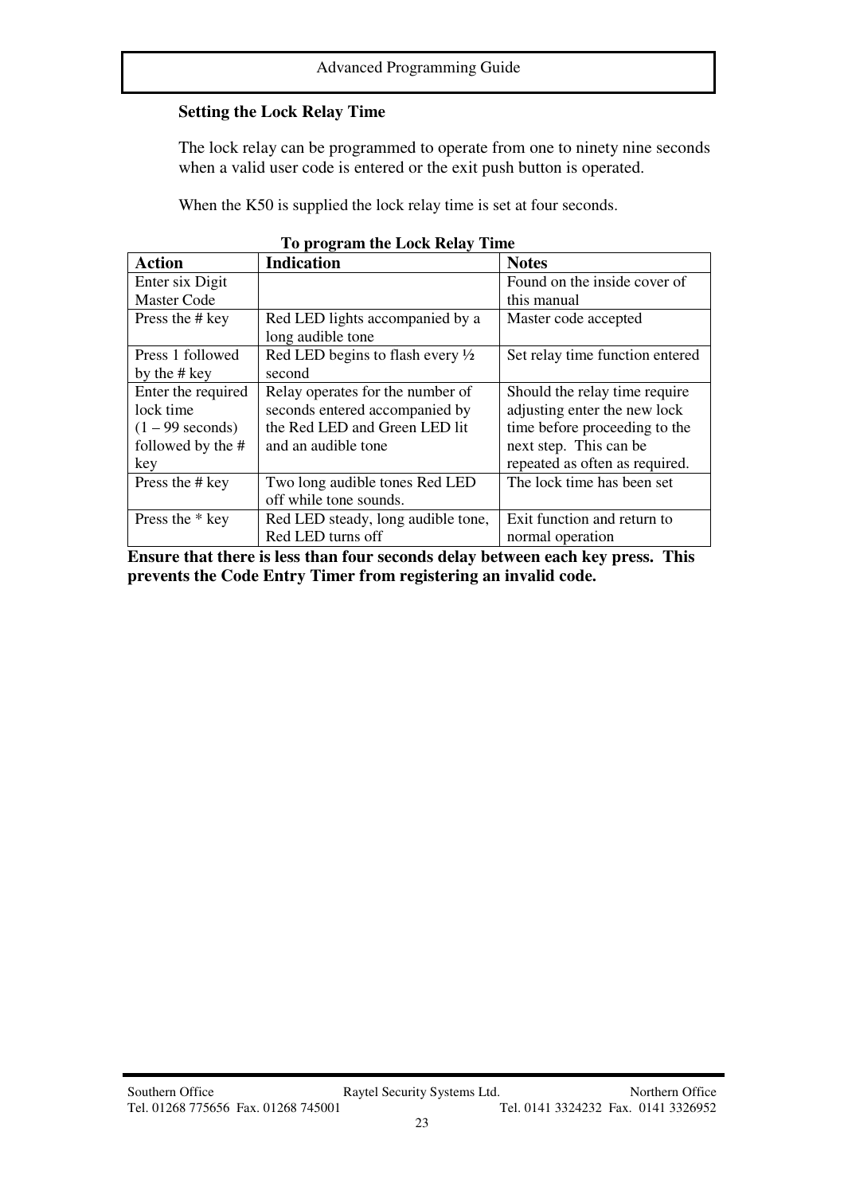## Setting the Lock Relay Time

The lock relay can be programmed to operate from one to ninety nine seconds when a valid user code is entered or the exit push button is operated.

When the K50 is supplied the lock relay time is set at four seconds.

**To program the Lock Relay Time**

| Action | Indication | Notes |
|---|---|---|
| Enter six Digit Master Code | | Found on the inside cover of this manual |
| Press the # key | Red LED lights accompanied by a long audible tone | Master code accepted |
| Press 1 followed by the # key | Red LED begins to flash every ½ second | Set relay time function entered |
| Enter the required lock time (1 – 99 seconds) followed by the # key | Relay operates for the number of seconds entered accompanied by the Red LED and Green LED lit and an audible tone | Should the relay time require adjusting enter the new lock time before proceeding to the next step. This can be repeated as often as required. |
| Press the # key | Two long audible tones Red LED off while tone sounds. | The lock time has been set |
| Press the * key | Red LED steady, long audible tone, Red LED turns off | Exit function and return to normal operation |

**Ensure that there is less than four seconds delay between each key press. This prevents the Code Entry Timer from registering an invalid code.**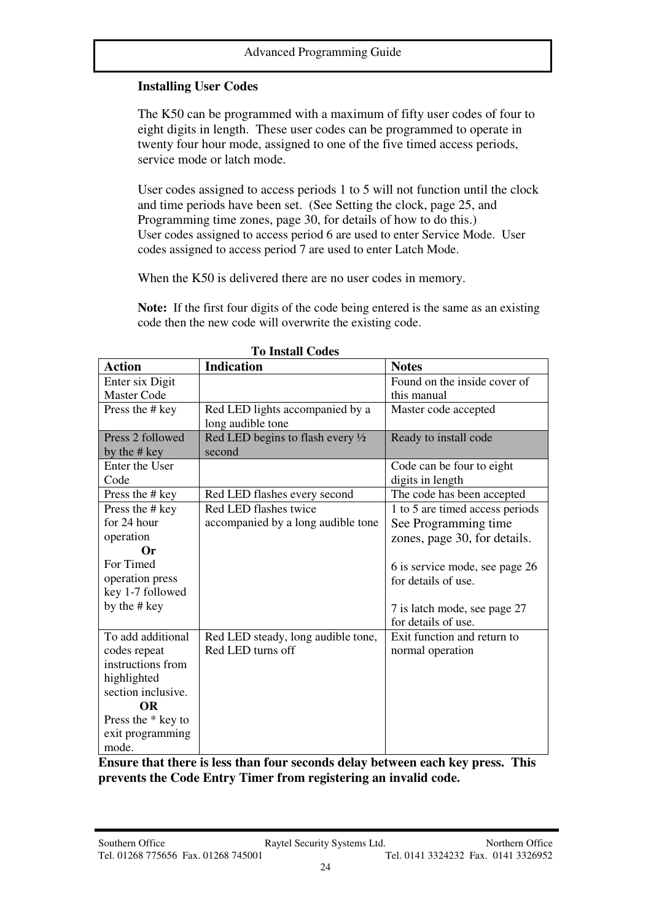## Installing User Codes

The K50 can be programmed with a maximum of fifty user codes of four to eight digits in length. These user codes can be programmed to operate in twenty four hour mode, assigned to one of the five timed access periods, service mode or latch mode.

User codes assigned to access periods 1 to 5 will not function until the clock and time periods have been set. (See Setting the clock, page 25, and Programming time zones, page 30, for details of how to do this.)
User codes assigned to access period 6 are used to enter Service Mode. User codes assigned to access period 7 are used to enter Latch Mode.

When the K50 is delivered there are no user codes in memory.

**Note:** If the first four digits of the code being entered is the same as an existing code then the new code will overwrite the existing code.

**To Install Codes**

| Action | Indication | Notes |
|---|---|---|
| Enter six Digit Master Code | | Found on the inside cover of this manual |
| Press the # key | Red LED lights accompanied by a long audible tone | Master code accepted |
| Press 2 followed by the # key | Red LED begins to flash every ½ second | Ready to install code |
| Enter the User Code | | Code can be four to eight digits in length |
| Press the # key | Red LED flashes every second | The code has been accepted |
| Press the # key for 24 hour operation **Or** For Timed operation press key 1-7 followed by the # key | Red LED flashes twice accompanied by a long audible tone | 1 to 5 are timed access periods See Programming time zones, page 30, for details. 6 is service mode, see page 26 for details of use. 7 is latch mode, see page 27 for details of use. |
| To add additional codes repeat instructions from highlighted section inclusive. **OR** Press the * key to exit programming mode. | Red LED steady, long audible tone, Red LED turns off | Exit function and return to normal operation |

**Ensure that there is less than four seconds delay between each key press. This prevents the Code Entry Timer from registering an invalid code.**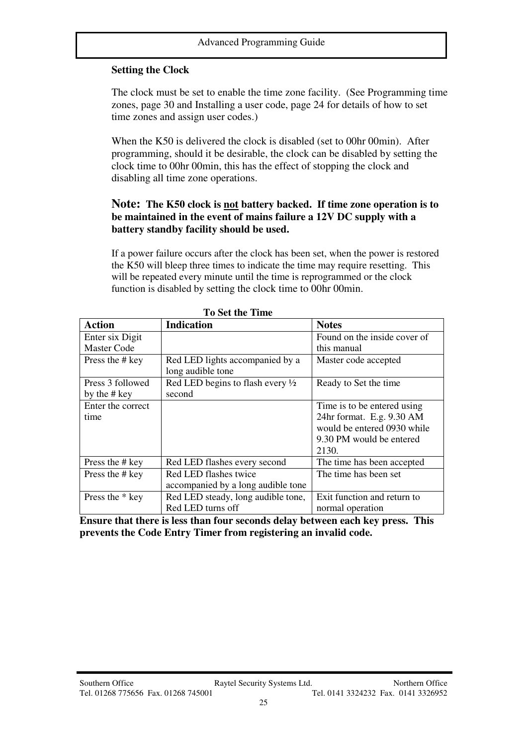### Setting the Clock

The clock must be set to enable the time zone facility. (See Programming time zones, page 30 and Installing a user code, page 24 for details of how to set time zones and assign user codes.)

When the K50 is delivered the clock is disabled (set to 00hr 00min). After programming, should it be desirable, the clock can be disabled by setting the clock time to 00hr 00min, this has the effect of stopping the clock and disabling all time zone operations.

**Note: The K50 clock is not battery backed. If time zone operation is to be maintained in the event of mains failure a 12V DC supply with a battery standby facility should be used.**

If a power failure occurs after the clock has been set, when the power is restored the K50 will bleep three times to indicate the time may require resetting. This will be repeated every minute until the time is reprogrammed or the clock function is disabled by setting the clock time to 00hr 00min.

**To Set the Time**

| Action | Indication | Notes |
|---|---|---|
| Enter six Digit Master Code | | Found on the inside cover of this manual |
| Press the # key | Red LED lights accompanied by a long audible tone | Master code accepted |
| Press 3 followed by the # key | Red LED begins to flash every ½ second | Ready to Set the time |
| Enter the correct time | | Time is to be entered using 24hr format. E.g. 9.30 AM would be entered 0930 while 9.30 PM would be entered 2130. |
| Press the # key | Red LED flashes every second | The time has been accepted |
| Press the # key | Red LED flashes twice accompanied by a long audible tone | The time has been set |
| Press the * key | Red LED steady, long audible tone, Red LED turns off | Exit function and return to normal operation |

**Ensure that there is less than four seconds delay between each key press. This prevents the Code Entry Timer from registering an invalid code.**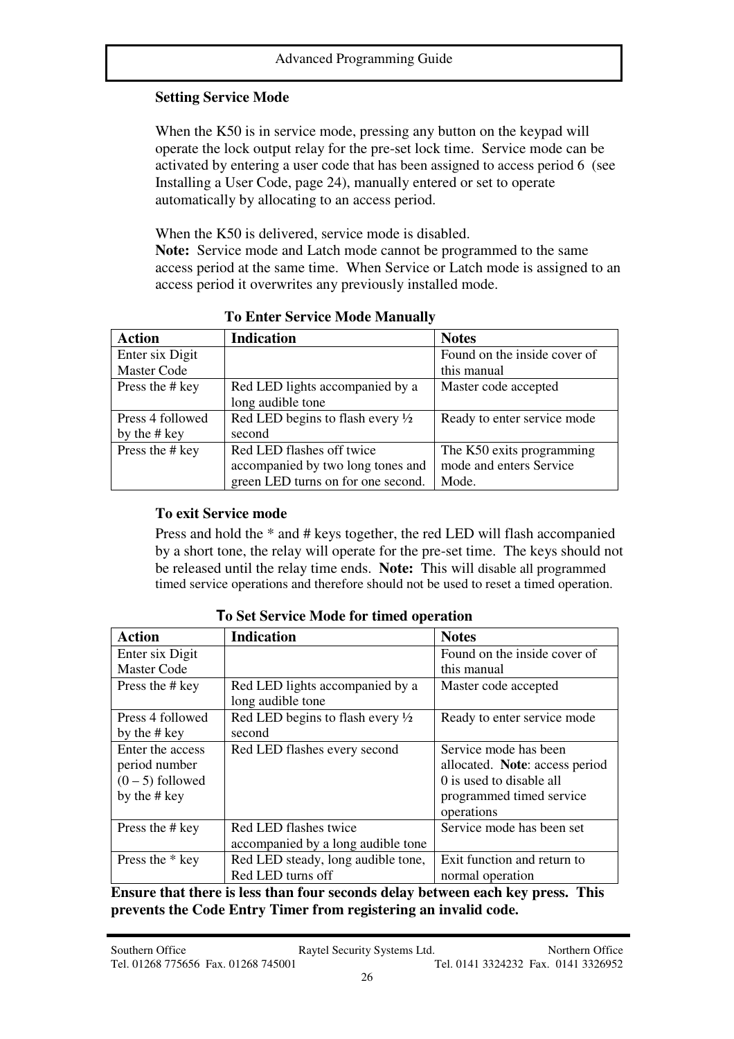### Setting Service Mode

When the K50 is in service mode, pressing any button on the keypad will operate the lock output relay for the pre-set lock time. Service mode can be activated by entering a user code that has been assigned to access period 6 (see Installing a User Code, page 24), manually entered or set to operate automatically by allocating to an access period.

When the K50 is delivered, service mode is disabled.
**Note:** Service mode and Latch mode cannot be programmed to the same access period at the same time. When Service or Latch mode is assigned to an access period it overwrites any previously installed mode.

**To Enter Service Mode Manually**

| Action | Indication | Notes |
|---|---|---|
| Enter six Digit Master Code | | Found on the inside cover of this manual |
| Press the # key | Red LED lights accompanied by a long audible tone | Master code accepted |
| Press 4 followed by the # key | Red LED begins to flash every ½ second | Ready to enter service mode |
| Press the # key | Red LED flashes off twice accompanied by two long tones and green LED turns on for one second. | The K50 exits programming mode and enters Service Mode. |

**To exit Service mode**

Press and hold the * and # keys together, the red LED will flash accompanied by a short tone, the relay will operate for the pre-set time. The keys should not be released until the relay time ends. **Note:** This will disable all programmed timed service operations and therefore should not be used to reset a timed operation.

**To Set Service Mode for timed operation**

| Action | Indication | Notes |
|---|---|---|
| Enter six Digit Master Code | | Found on the inside cover of this manual |
| Press the # key | Red LED lights accompanied by a long audible tone | Master code accepted |
| Press 4 followed by the # key | Red LED begins to flash every ½ second | Ready to enter service mode |
| Enter the access period number (0 – 5) followed by the # key | Red LED flashes every second | Service mode has been allocated. **Note**: access period 0 is used to disable all programmed timed service operations |
| Press the # key | Red LED flashes twice accompanied by a long audible tone | Service mode has been set |
| Press the * key | Red LED steady, long audible tone, Red LED turns off | Exit function and return to normal operation |

**Ensure that there is less than four seconds delay between each key press. This prevents the Code Entry Timer from registering an invalid code.**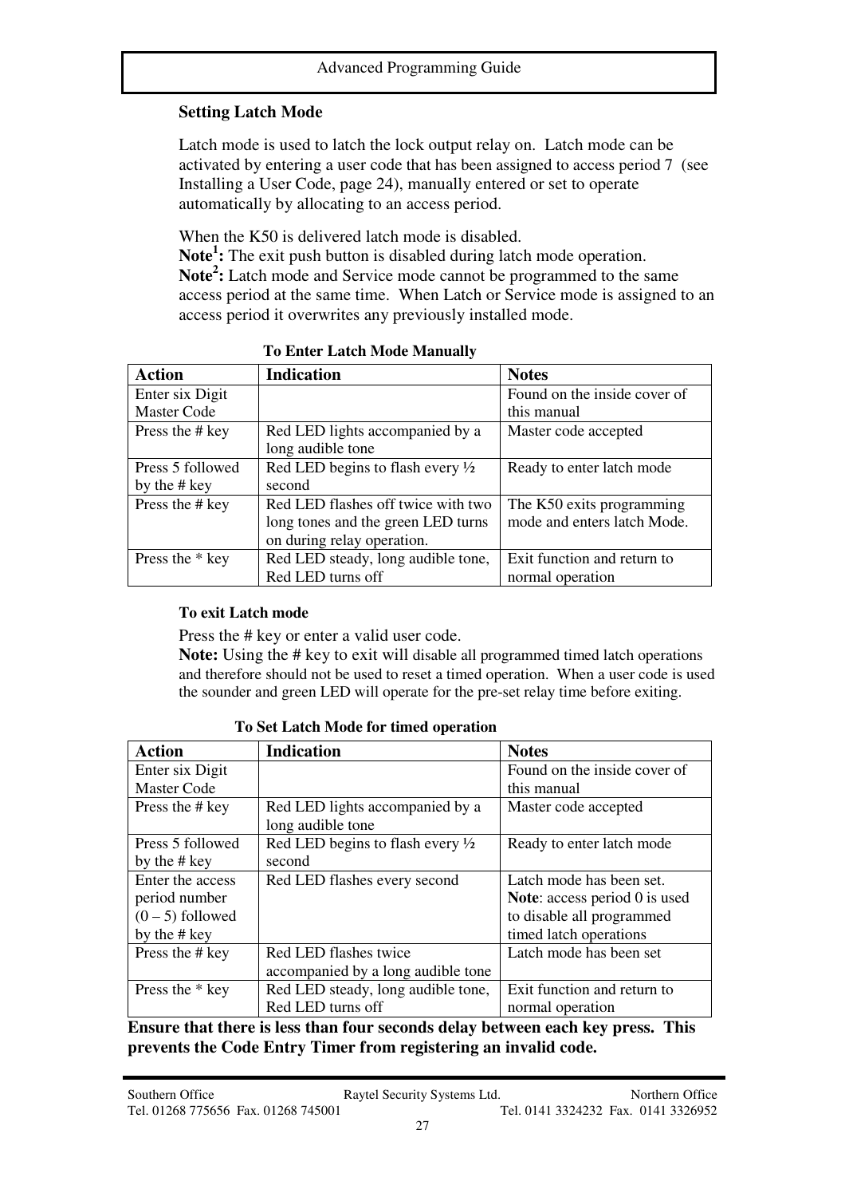## Setting Latch Mode

Latch mode is used to latch the lock output relay on. Latch mode can be activated by entering a user code that has been assigned to access period 7 (see Installing a User Code, page 24), manually entered or set to operate automatically by allocating to an access period.

When the K50 is delivered latch mode is disabled.
**Note[1]:** The exit push button is disabled during latch mode operation.
**Note[2]:** Latch mode and Service mode cannot be programmed to the same access period at the same time. When Latch or Service mode is assigned to an access period it overwrites any previously installed mode.

**To Enter Latch Mode Manually**

| Action | Indication | Notes |
|---|---|---|
| Enter six Digit Master Code | | Found on the inside cover of this manual |
| Press the # key | Red LED lights accompanied by a long audible tone | Master code accepted |
| Press 5 followed by the # key | Red LED begins to flash every ½ second | Ready to enter latch mode |
| Press the # key | Red LED flashes off twice with two long tones and the green LED turns on during relay operation. | The K50 exits programming mode and enters latch Mode. |
| Press the * key | Red LED steady, long audible tone, Red LED turns off | Exit function and return to normal operation |

**To exit Latch mode**

Press the # key or enter a valid user code.
**Note:** Using the # key to exit will disable all programmed timed latch operations and therefore should not be used to reset a timed operation. When a user code is used the sounder and green LED will operate for the pre-set relay time before exiting.

**To Set Latch Mode for timed operation**

| Action | Indication | Notes |
|---|---|---|
| Enter six Digit Master Code | | Found on the inside cover of this manual |
| Press the # key | Red LED lights accompanied by a long audible tone | Master code accepted |
| Press 5 followed by the # key | Red LED begins to flash every ½ second | Ready to enter latch mode |
| Enter the access period number (0 – 5) followed by the # key | Red LED flashes every second | Latch mode has been set. **Note**: access period 0 is used to disable all programmed timed latch operations |
| Press the # key | Red LED flashes twice accompanied by a long audible tone | Latch mode has been set |
| Press the * key | Red LED steady, long audible tone, Red LED turns off | Exit function and return to normal operation |

**Ensure that there is less than four seconds delay between each key press. This prevents the Code Entry Timer from registering an invalid code.**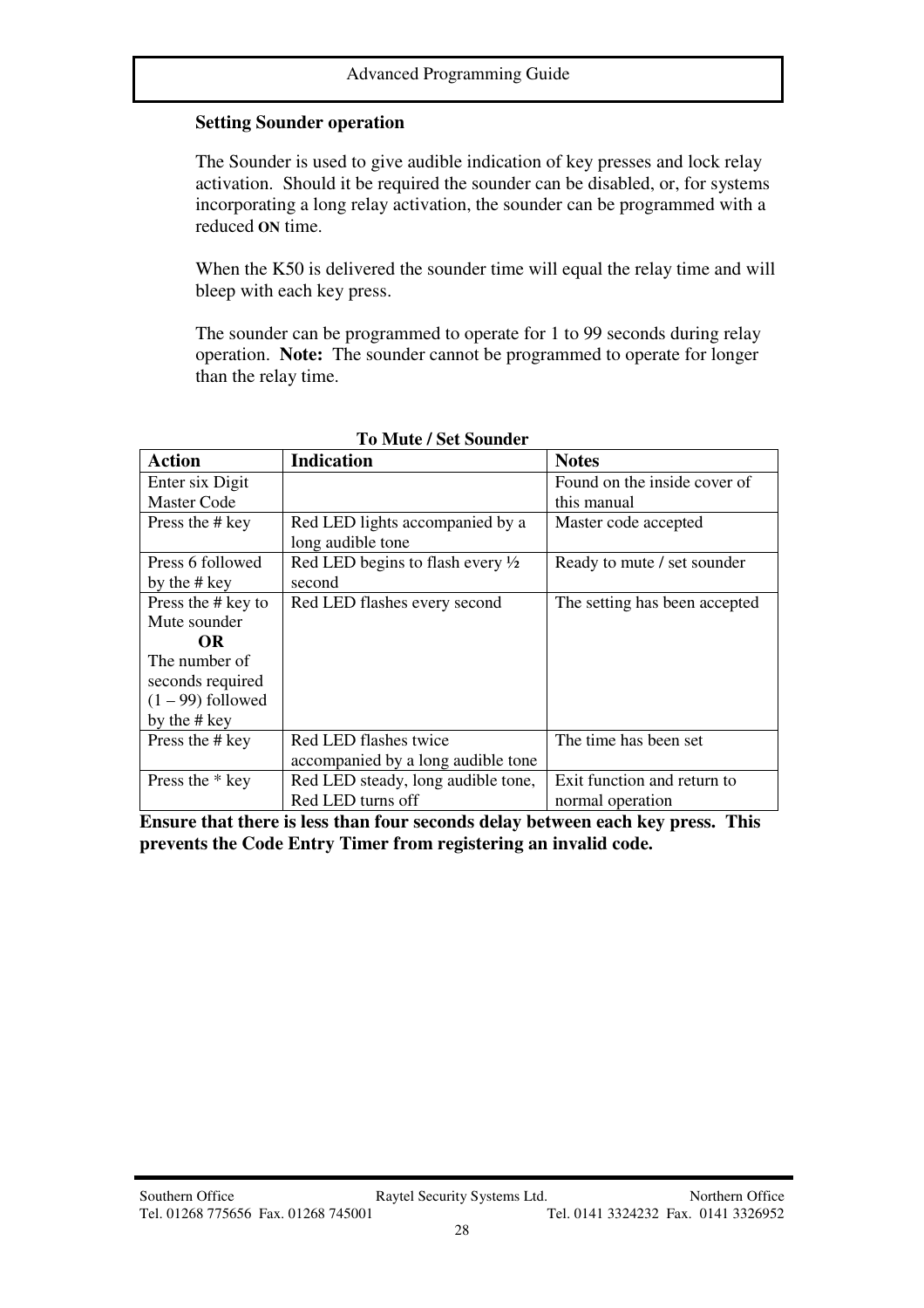## Setting Sounder operation

The Sounder is used to give audible indication of key presses and lock relay activation. Should it be required the sounder can be disabled, or, for systems incorporating a long relay activation, the sounder can be programmed with a reduced **ON** time.

When the K50 is delivered the sounder time will equal the relay time and will bleep with each key press.

The sounder can be programmed to operate for 1 to 99 seconds during relay operation. **Note:** The sounder cannot be programmed to operate for longer than the relay time.

**To Mute / Set Sounder**

| Action | Indication | Notes |
|---|---|---|
| Enter six Digit Master Code | | Found on the inside cover of this manual |
| Press the # key | Red LED lights accompanied by a long audible tone | Master code accepted |
| Press 6 followed by the # key | Red LED begins to flash every ½ second | Ready to mute / set sounder |
| Press the # key to Mute sounder **OR** The number of seconds required (1 – 99) followed by the # key | Red LED flashes every second | The setting has been accepted |
| Press the # key | Red LED flashes twice accompanied by a long audible tone | The time has been set |
| Press the * key | Red LED steady, long audible tone, Red LED turns off | Exit function and return to normal operation |

**Ensure that there is less than four seconds delay between each key press. This prevents the Code Entry Timer from registering an invalid code.**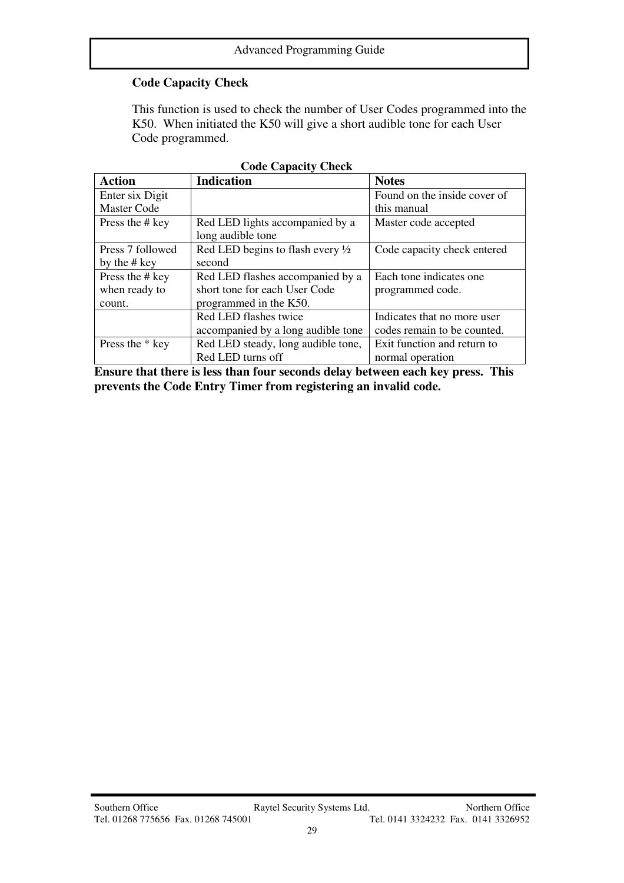## Code Capacity Check

This function is used to check the number of User Codes programmed into the K50. When initiated the K50 will give a short audible tone for each User Code programmed.

**Code Capacity Check**

| Action | Indication | Notes |
|---|---|---|
| Enter six Digit Master Code | | Found on the inside cover of this manual |
| Press the # key | Red LED lights accompanied by a long audible tone | Master code accepted |
| Press 7 followed by the # key | Red LED begins to flash every ½ second | Code capacity check entered |
| Press the # key when ready to count. | Red LED flashes accompanied by a short tone for each User Code programmed in the K50. | Each tone indicates one programmed code. |
| | Red LED flashes twice accompanied by a long audible tone | Indicates that no more user codes remain to be counted. |
| Press the * key | Red LED steady, long audible tone, Red LED turns off | Exit function and return to normal operation |

**Ensure that there is less than four seconds delay between each key press. This prevents the Code Entry Timer from registering an invalid code.**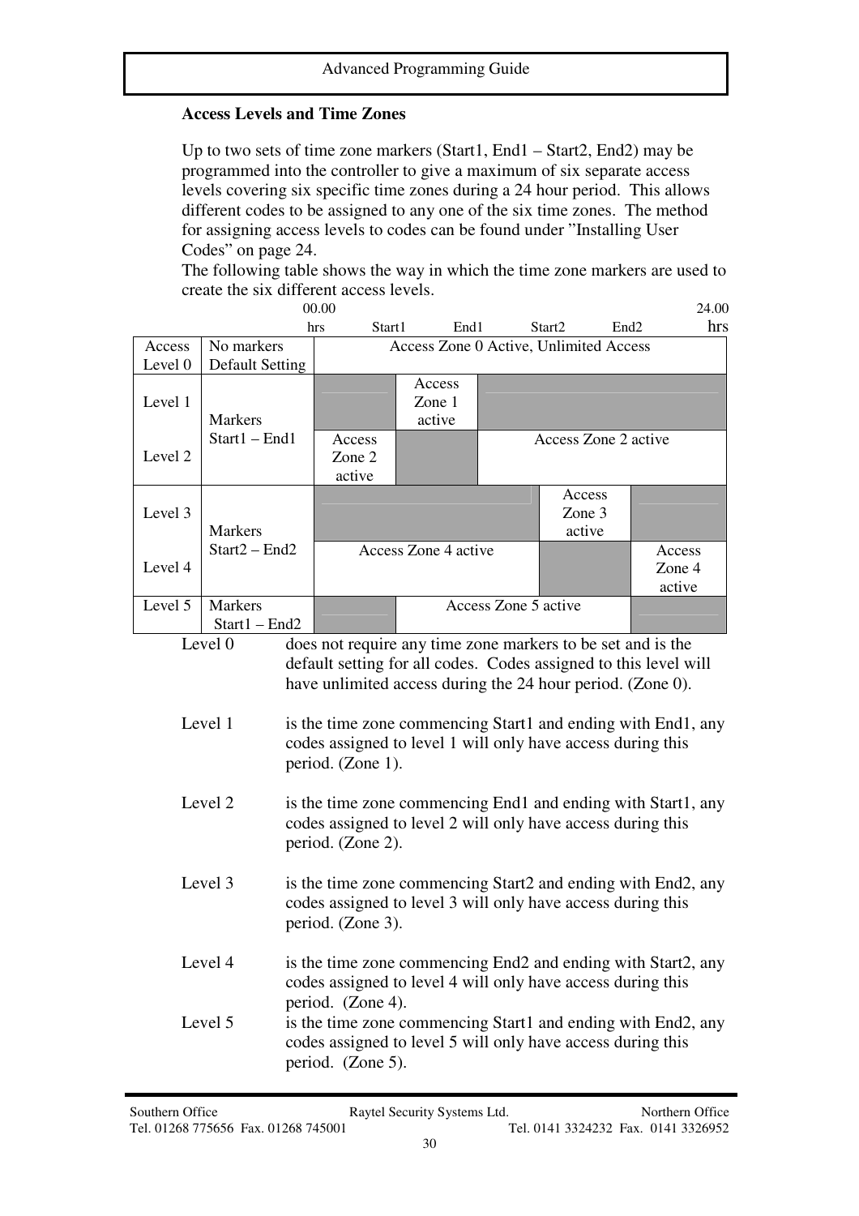**Access Levels and Time Zones**

Up to two sets of time zone markers (Start1, End1 – Start2, End2) may be programmed into the controller to give a maximum of six separate access levels covering six specific time zones during a 24 hour period. This allows different codes to be assigned to any one of the six time zones. The method for assigning access levels to codes can be found under "Installing User Codes" on page 24.

The following table shows the way in which the time zone markers are used to create the six different access levels.

| | | 00.00 hrs | Start1 | End1 | Start2 | End2 | 24.00 hrs |
|---|---|---|---|---|---|---|---|
| Access Level 0 | No markers Default Setting | Access Zone 0 Active, Unlimited Access | | | | | |
| Level 1 | Markers Start1 – End1 | | Access Zone 1 active | | | | |
| Level 2 | | Access Zone 2 active | | Access Zone 2 active | | | |
| Level 3 | Markers Start2 – End2 | | | | Access Zone 3 active | | |
| Level 4 | | Access Zone 4 active | | | | Access Zone 4 active | |
| Level 5 | Markers Start1 – End2 | | Access Zone 5 active | | | | |

Level 0 does not require any time zone markers to be set and is the default setting for all codes. Codes assigned to this level will have unlimited access during the 24 hour period. (Zone 0).

Level 1 is the time zone commencing Start1 and ending with End1, any codes assigned to level 1 will only have access during this period. (Zone 1).

Level 2 is the time zone commencing End1 and ending with Start1, any codes assigned to level 2 will only have access during this period. (Zone 2).

Level 3 is the time zone commencing Start2 and ending with End2, any codes assigned to level 3 will only have access during this period. (Zone 3).

Level 4 is the time zone commencing End2 and ending with Start2, any codes assigned to level 4 will only have access during this period. (Zone 4).

Level 5 is the time zone commencing Start1 and ending with End2, any codes assigned to level 5 will only have access during this period. (Zone 5).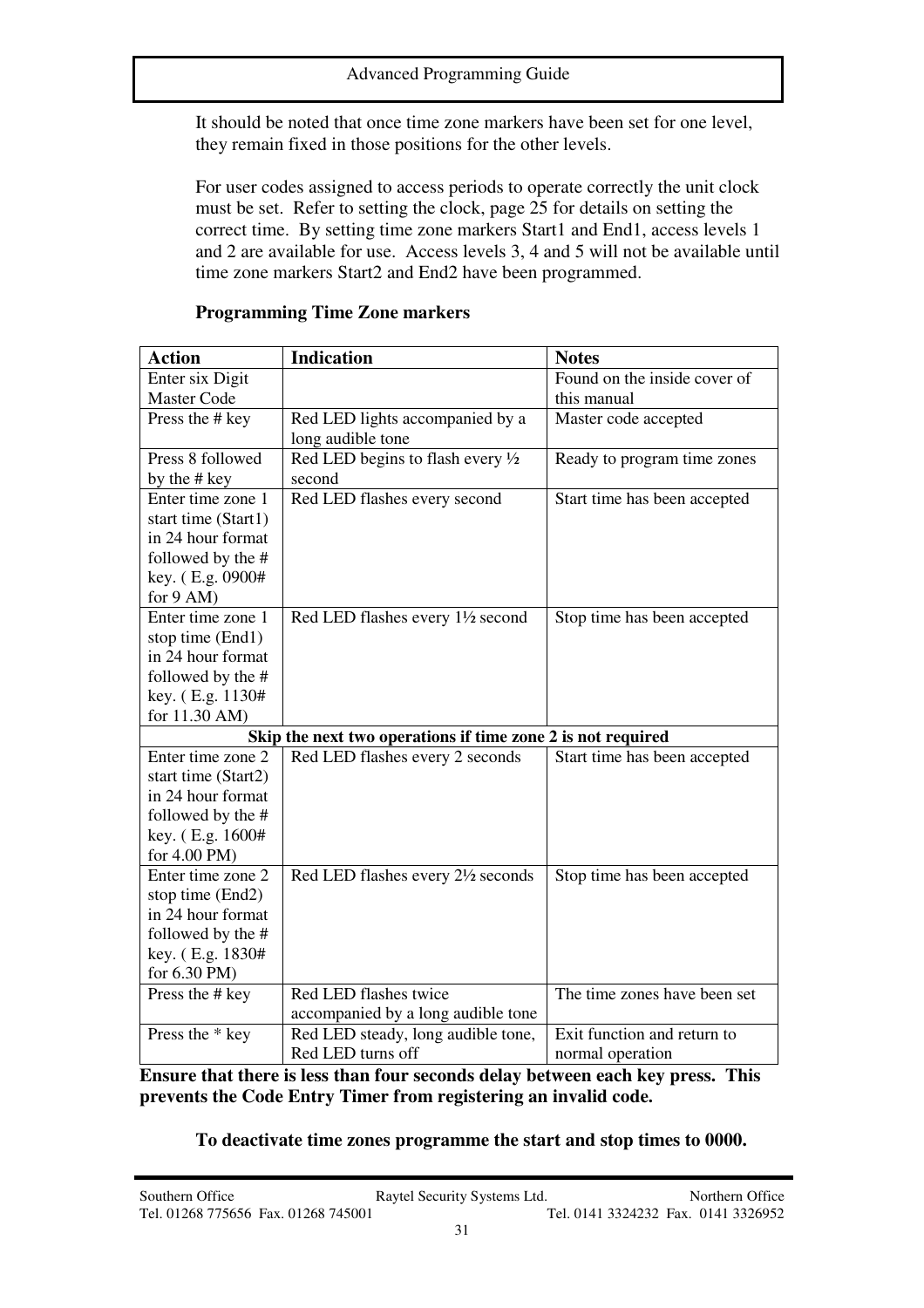It should be noted that once time zone markers have been set for one level, they remain fixed in those positions for the other levels.

For user codes assigned to access periods to operate correctly the unit clock must be set. Refer to setting the clock, page 25 for details on setting the correct time. By setting time zone markers Start1 and End1, access levels 1 and 2 are available for use. Access levels 3, 4 and 5 will not be available until time zone markers Start2 and End2 have been programmed.

**Programming Time Zone markers**

| **Action** | **Indication** | **Notes** |
|---|---|---|
| Enter six Digit Master Code | | Found on the inside cover of this manual |
| Press the # key | Red LED lights accompanied by a long audible tone | Master code accepted |
| Press 8 followed by the # key | Red LED begins to flash every ½ second | Ready to program time zones |
| Enter time zone 1 start time (Start1) in 24 hour format followed by the # key. ( E.g. 0900# for 9 AM) | Red LED flashes every second | Start time has been accepted |
| Enter time zone 1 stop time (End1) in 24 hour format followed by the # key. ( E.g. 1130# for 11.30 AM) | Red LED flashes every 1½ second | Stop time has been accepted |
| **Skip the next two operations if time zone 2 is not required** | | |
| Enter time zone 2 start time (Start2) in 24 hour format followed by the # key. ( E.g. 1600# for 4.00 PM) | Red LED flashes every 2 seconds | Start time has been accepted |
| Enter time zone 2 stop time (End2) in 24 hour format followed by the # key. ( E.g. 1830# for 6.30 PM) | Red LED flashes every 2½ seconds | Stop time has been accepted |
| Press the # key | Red LED flashes twice accompanied by a long audible tone | The time zones have been set |
| Press the * key | Red LED steady, long audible tone, Red LED turns off | Exit function and return to normal operation |

**Ensure that there is less than four seconds delay between each key press. This prevents the Code Entry Timer from registering an invalid code.**

**To deactivate time zones programme the start and stop times to 0000.**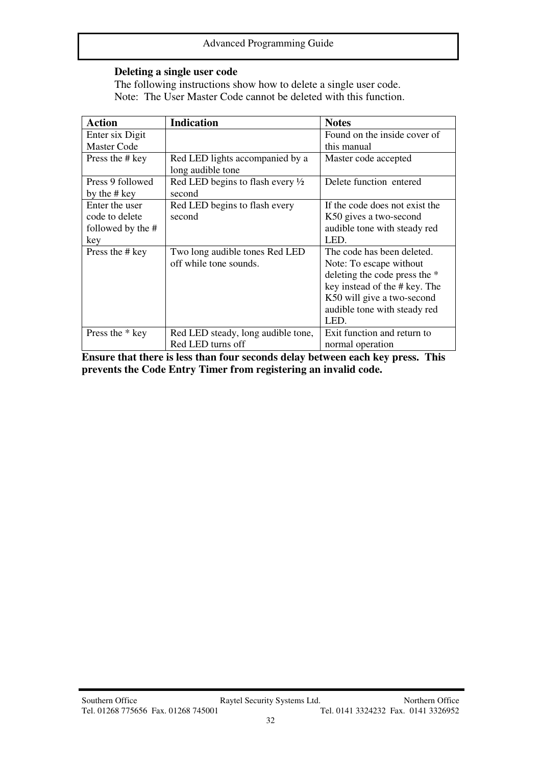### Deleting a single user code

The following instructions show how to delete a single user code.
Note: The User Master Code cannot be deleted with this function.

| Action | Indication | Notes |
| --- | --- | --- |
| Enter six Digit Master Code | | Found on the inside cover of this manual |
| Press the # key | Red LED lights accompanied by a long audible tone | Master code accepted |
| Press 9 followed by the # key | Red LED begins to flash every ½ second | Delete function entered |
| Enter the user code to delete followed by the # key | Red LED begins to flash every second | If the code does not exist the K50 gives a two-second audible tone with steady red LED. |
| Press the # key | Two long audible tones Red LED off while tone sounds. | The code has been deleted. Note: To escape without deleting the code press the * key instead of the # key. The K50 will give a two-second audible tone with steady red LED. |
| Press the * key | Red LED steady, long audible tone, Red LED turns off | Exit function and return to normal operation |

**Ensure that there is less than four seconds delay between each key press. This prevents the Code Entry Timer from registering an invalid code.**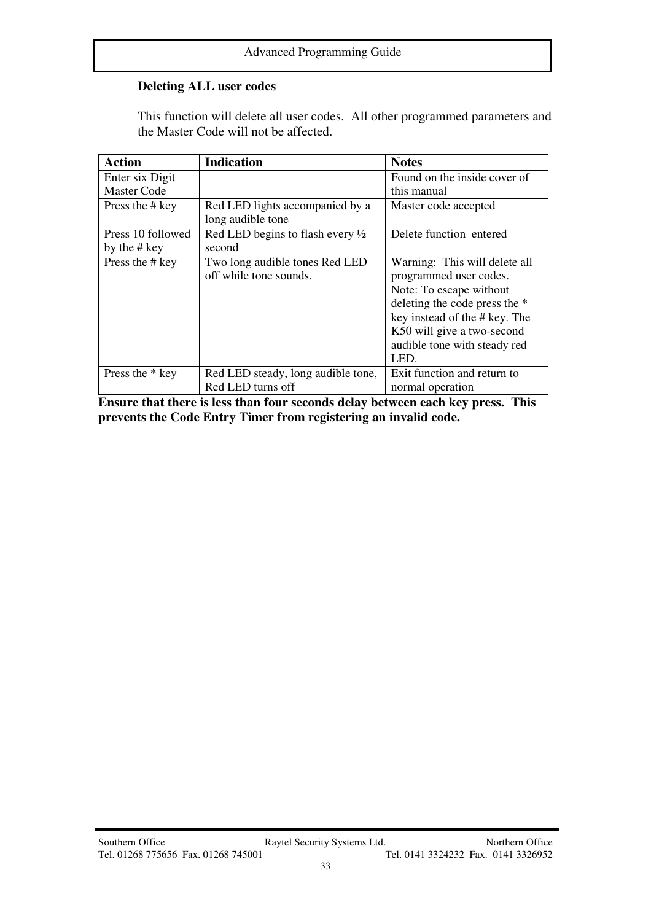### Deleting ALL user codes

This function will delete all user codes.  All other programmed parameters and the Master Code will not be affected.

| Action | Indication | Notes |
|---|---|---|
| Enter six Digit Master Code | | Found on the inside cover of this manual |
| Press the # key | Red LED lights accompanied by a long audible tone | Master code accepted |
| Press 10 followed by the # key | Red LED begins to flash every ½ second | Delete function  entered |
| Press the # key | Two long audible tones Red LED off while tone sounds. | Warning:  This will delete all programmed user codes. Note: To escape without deleting the code press the * key instead of the # key. The K50 will give a two-second audible tone with steady red LED. |
| Press the * key | Red LED steady, long audible tone, Red LED turns off | Exit function and return to normal operation |

**Ensure that there is less than four seconds delay between each key press.  This prevents the Code Entry Timer from registering an invalid code.**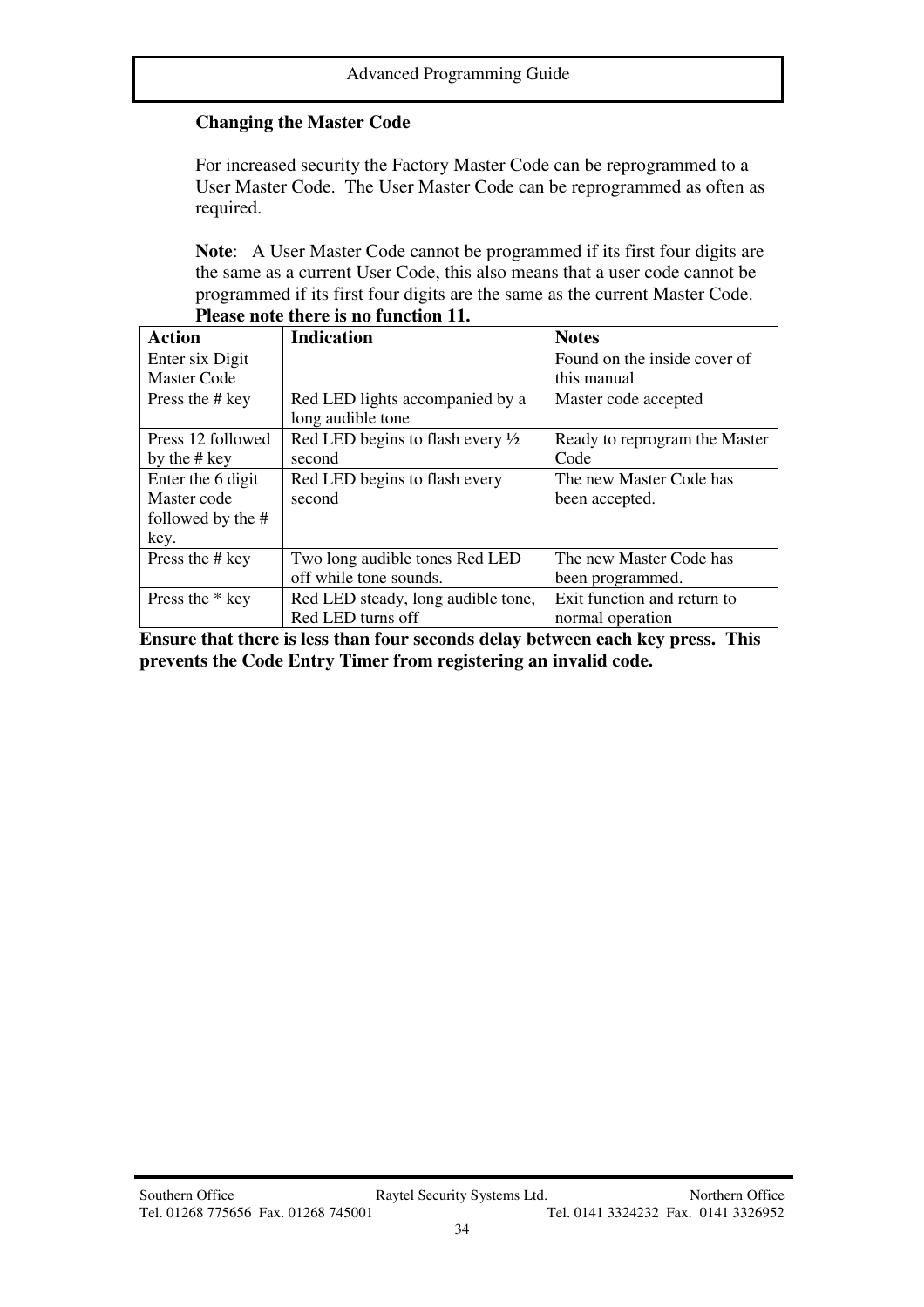## Changing the Master Code

For increased security the Factory Master Code can be reprogrammed to a User Master Code. The User Master Code can be reprogrammed as often as required.

**Note**: A User Master Code cannot be programmed if its first four digits are the same as a current User Code, this also means that a user code cannot be programmed if its first four digits are the same as the current Master Code.

**Please note there is no function 11.**

| Action | Indication | Notes |
|---|---|---|
| Enter six Digit Master Code | | Found on the inside cover of this manual |
| Press the # key | Red LED lights accompanied by a long audible tone | Master code accepted |
| Press 12 followed by the # key | Red LED begins to flash every ½ second | Ready to reprogram the Master Code |
| Enter the 6 digit Master code followed by the # key. | Red LED begins to flash every second | The new Master Code has been accepted. |
| Press the # key | Two long audible tones Red LED off while tone sounds. | The new Master Code has been programmed. |
| Press the * key | Red LED steady, long audible tone, Red LED turns off | Exit function and return to normal operation |

**Ensure that there is less than four seconds delay between each key press. This prevents the Code Entry Timer from registering an invalid code.**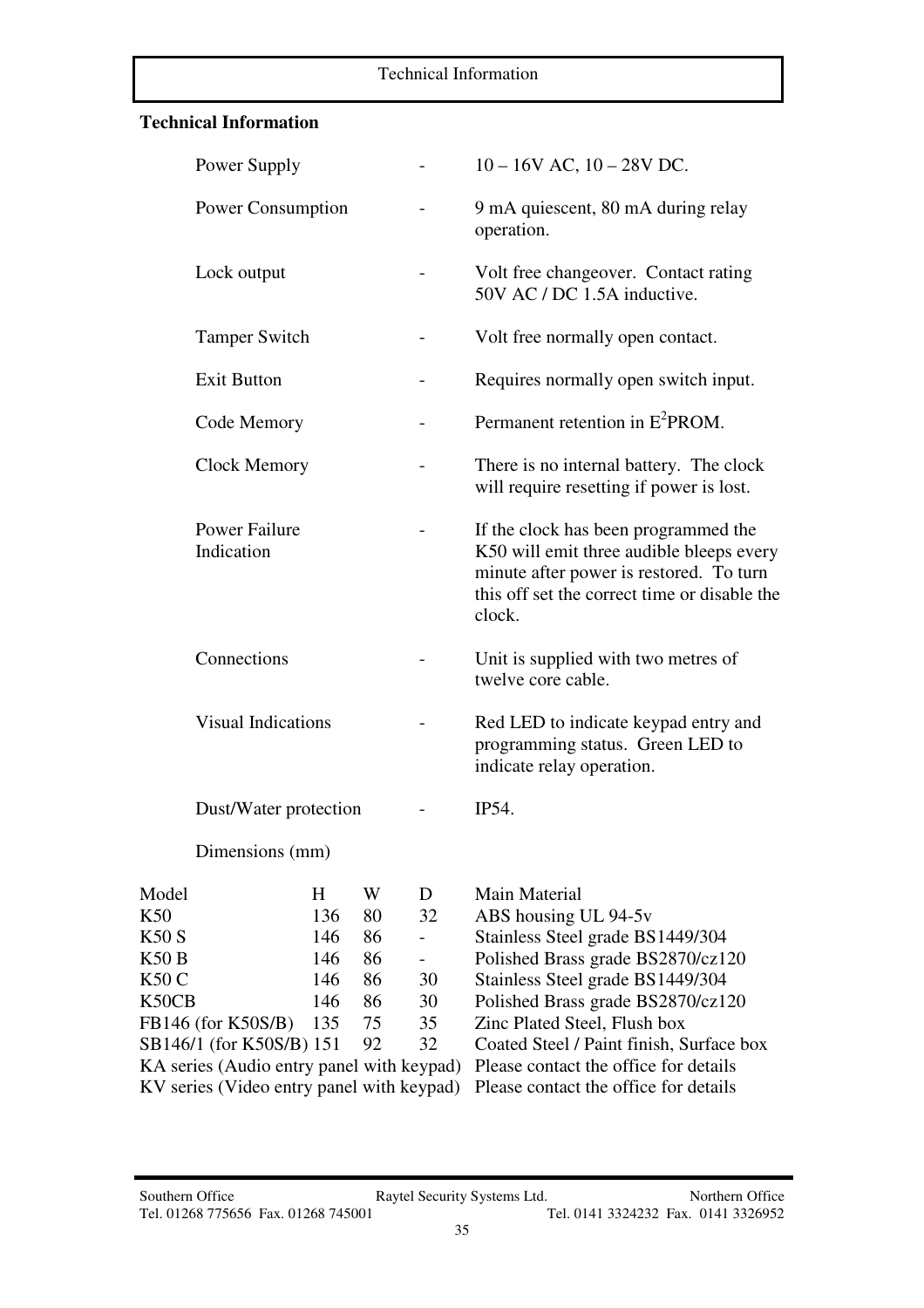## Technical Information

| | | |
|---|---|---|
| Power Supply | - | 10 – 16V AC, 10 – 28V DC. |
| Power Consumption | - | 9 mA quiescent, 80 mA during relay operation. |
| Lock output | - | Volt free changeover. Contact rating 50V AC / DC 1.5A inductive. |
| Tamper Switch | - | Volt free normally open contact. |
| Exit Button | - | Requires normally open switch input. |
| Code Memory | - | Permanent retention in $E^2$PROM. |
| Clock Memory | - | There is no internal battery. The clock will require resetting if power is lost. |
| Power Failure Indication | - | If the clock has been programmed the K50 will emit three audible bleeps every minute after power is restored. To turn this off set the correct time or disable the clock. |
| Connections | - | Unit is supplied with two metres of twelve core cable. |
| Visual Indications | - | Red LED to indicate keypad entry and programming status. Green LED to indicate relay operation. |
| Dust/Water protection | - | IP54. |

Dimensions (mm)

| Model | H | W | D | Main Material |
|---|---|---|---|---|
| K50 | 136 | 80 | 32 | ABS housing UL 94-5v |
| K50 S | 146 | 86 | - | Stainless Steel grade BS1449/304 |
| K50 B | 146 | 86 | - | Polished Brass grade BS2870/cz120 |
| K50 C | 146 | 86 | 30 | Stainless Steel grade BS1449/304 |
| K50CB | 146 | 86 | 30 | Polished Brass grade BS2870/cz120 |
| FB146 (for K50S/B) | 135 | 75 | 35 | Zinc Plated Steel, Flush box |
| SB146/1 (for K50S/B) | 151 | 92 | 32 | Coated Steel / Paint finish, Surface box |
| KA series (Audio entry panel with keypad) | | | | Please contact the office for details |
| KV series (Video entry panel with keypad) | | | | Please contact the office for details |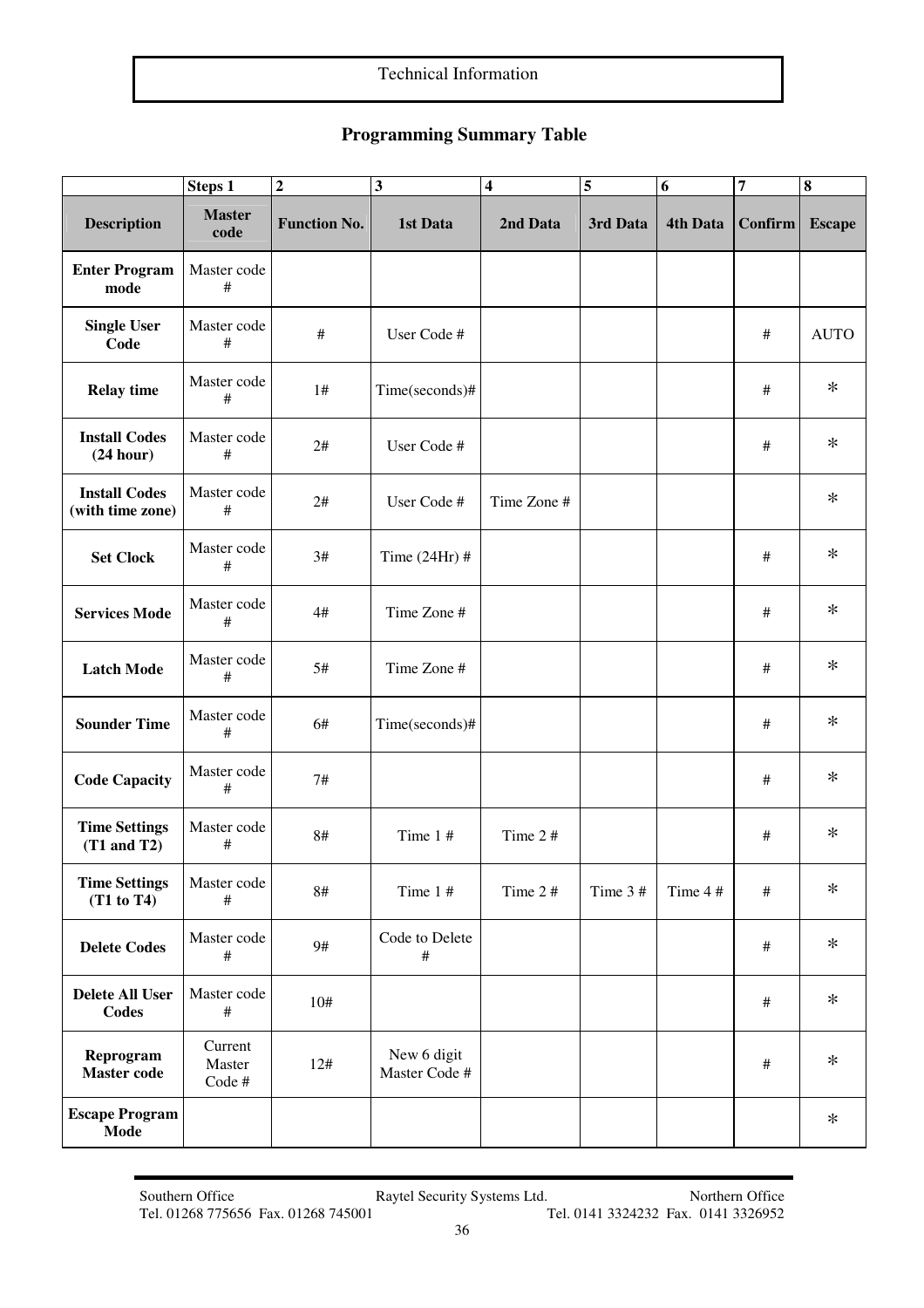Technical Information

## Programming Summary Table

| | Steps 1 | 2 | 3 | 4 | 5 | 6 | 7 | 8 |
|---|---|---|---|---|---|---|---|---|
| **Description** | **Master code** | **Function No.** | **1st Data** | **2nd Data** | **3rd Data** | **4th Data** | **Confirm** | **Escape** |
| **Enter Program mode** | Master code # | | | | | | | |
| **Single User Code** | Master code # | # | User Code # | | | | # | AUTO |
| **Relay time** | Master code # | 1# | Time(seconds)# | | | | # | * |
| **Install Codes (24 hour)** | Master code # | 2# | User Code # | | | | # | * |
| **Install Codes (with time zone)** | Master code # | 2# | User Code # | Time Zone # | | | | * |
| **Set Clock** | Master code # | 3# | Time (24Hr) # | | | | # | * |
| **Services Mode** | Master code # | 4# | Time Zone # | | | | # | * |
| **Latch Mode** | Master code # | 5# | Time Zone # | | | | # | * |
| **Sounder Time** | Master code # | 6# | Time(seconds)# | | | | # | * |
| **Code Capacity** | Master code # | 7# | | | | | # | * |
| **Time Settings (T1 and T2)** | Master code # | 8# | Time 1 # | Time 2 # | | | # | * |
| **Time Settings (T1 to T4)** | Master code # | 8# | Time 1 # | Time 2 # | Time 3 # | Time 4 # | # | * |
| **Delete Codes** | Master code # | 9# | Code to Delete # | | | | # | * |
| **Delete All User Codes** | Master code # | 10# | | | | | # | * |
| **Reprogram Master code** | Current Master Code # | 12# | New 6 digit Master Code # | | | | # | * |
| **Escape Program Mode** | | | | | | | | * |

Southern Office
Tel. 01268 775656 Fax. 01268 745001

Raytel Security Systems Ltd.

Northern Office
Tel. 0141 3324232 Fax. 0141 3326952